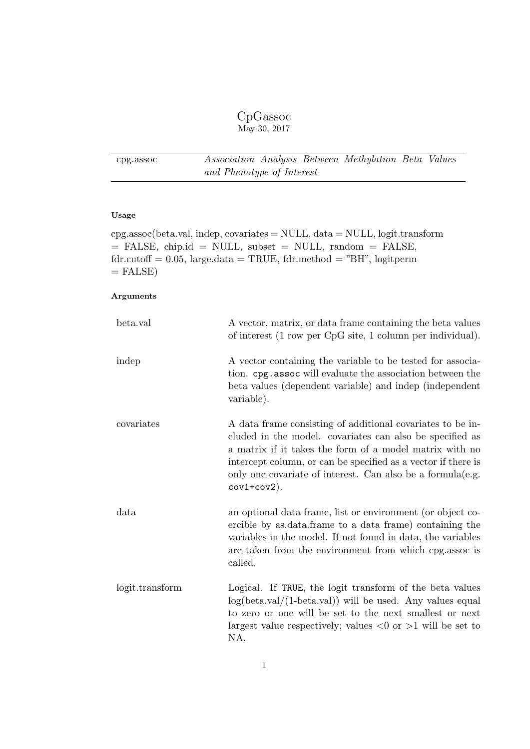# CpGassoc

May 30, 2017

| cpg.assoc | *Association Analysis Between Methylation Beta Values and Phenotype of Interest* |
|---|---|

### Usage

cpg.assoc(beta.val, indep, covariates = NULL, data = NULL, logit.transform = FALSE, chip.id = NULL, subset = NULL, random = FALSE, fdr.cutoff = 0.05, large.data = TRUE, fdr.method = "BH", logitperm = FALSE)

### Arguments

| | |
|---|---|
| beta.val | A vector, matrix, or data frame containing the beta values of interest (1 row per CpG site, 1 column per individual). |
| indep | A vector containing the variable to be tested for association. `cpg.assoc` will evaluate the association between the beta values (dependent variable) and indep (independent variable). |
| covariates | A data frame consisting of additional covariates to be included in the model. covariates can also be specified as a matrix if it takes the form of a model matrix with no intercept column, or can be specified as a vector if there is only one covariate of interest. Can also be a formula(e.g. `cov1+cov2`). |
| data | an optional data frame, list or environment (or object coercible by as.data.frame to a data frame) containing the variables in the model. If not found in data, the variables are taken from the environment from which cpg.assoc is called. |
| logit.transform | Logical. If `TRUE`, the logit transform of the beta values log(beta.val/(1-beta.val)) will be used. Any values equal to zero or one will be set to the next smallest or next largest value respectively; values <0 or >1 will be set to NA. |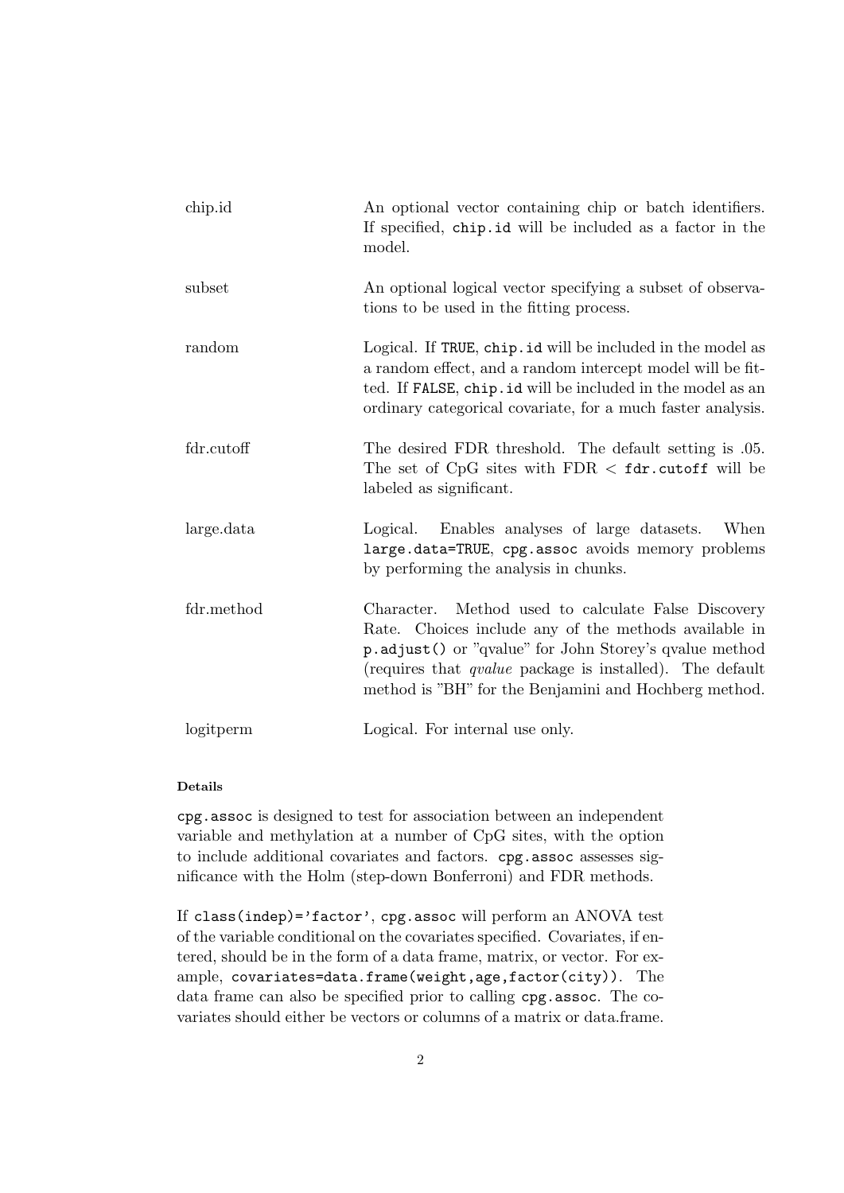| | |
|---|---|
| chip.id | An optional vector containing chip or batch identifiers. If specified, `chip.id` will be included as a factor in the model. |
| subset | An optional logical vector specifying a subset of observations to be used in the fitting process. |
| random | Logical. If `TRUE`, `chip.id` will be included in the model as a random effect, and a random intercept model will be fitted. If `FALSE`, `chip.id` will be included in the model as an ordinary categorical covariate, for a much faster analysis. |
| fdr.cutoff | The desired FDR threshold. The default setting is .05. The set of CpG sites with FDR < `fdr.cutoff` will be labeled as significant. |
| large.data | Logical. Enables analyses of large datasets. When `large.data=TRUE`, `cpg.assoc` avoids memory problems by performing the analysis in chunks. |
| fdr.method | Character. Method used to calculate False Discovery Rate. Choices include any of the methods available in `p.adjust()` or "qvalue" for John Storey's qvalue method (requires that *qvalue* package is installed). The default method is "BH" for the Benjamini and Hochberg method. |
| logitperm | Logical. For internal use only. |

#### Details

`cpg.assoc` is designed to test for association between an independent variable and methylation at a number of CpG sites, with the option to include additional covariates and factors. `cpg.assoc` assesses significance with the Holm (step-down Bonferroni) and FDR methods.

If `class(indep)='factor'`, `cpg.assoc` will perform an ANOVA test of the variable conditional on the covariates specified. Covariates, if entered, should be in the form of a data frame, matrix, or vector. For example, `covariates=data.frame(weight,age,factor(city))`. The data frame can also be specified prior to calling `cpg.assoc`. The covariates should either be vectors or columns of a matrix or data.frame.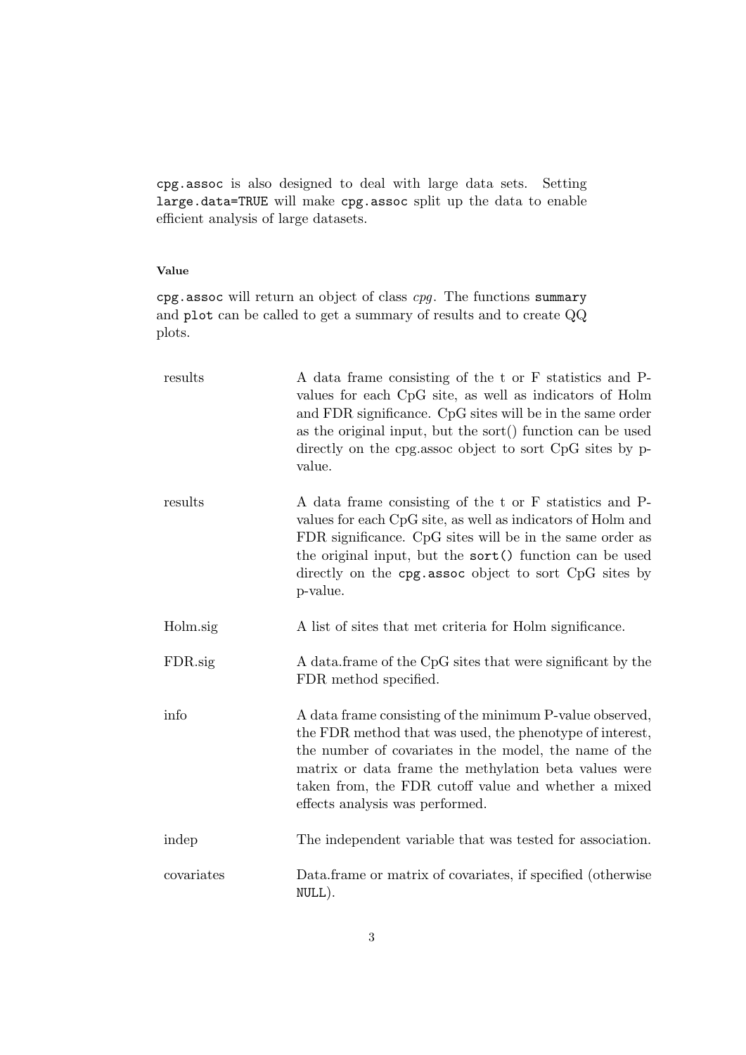`cpg.assoc` is also designed to deal with large data sets. Setting `large.data=TRUE` will make `cpg.assoc` split up the data to enable efficient analysis of large datasets.

#### Value

`cpg.assoc` will return an object of class *cpg*. The functions `summary` and `plot` can be called to get a summary of results and to create QQ plots.

| | |
|---|---|
| results | A data frame consisting of the t or F statistics and P-values for each CpG site, as well as indicators of Holm and FDR significance. CpG sites will be in the same order as the original input, but the sort() function can be used directly on the cpg.assoc object to sort CpG sites by p-value. |
| results | A data frame consisting of the t or F statistics and P-values for each CpG site, as well as indicators of Holm and FDR significance. CpG sites will be in the same order as the original input, but the `sort()` function can be used directly on the `cpg.assoc` object to sort CpG sites by p-value. |
| Holm.sig | A list of sites that met criteria for Holm significance. |
| FDR.sig | A data.frame of the CpG sites that were significant by the FDR method specified. |
| info | A data frame consisting of the minimum P-value observed, the FDR method that was used, the phenotype of interest, the number of covariates in the model, the name of the matrix or data frame the methylation beta values were taken from, the FDR cutoff value and whether a mixed effects analysis was performed. |
| indep | The independent variable that was tested for association. |
| covariates | Data.frame or matrix of covariates, if specified (otherwise `NULL`). |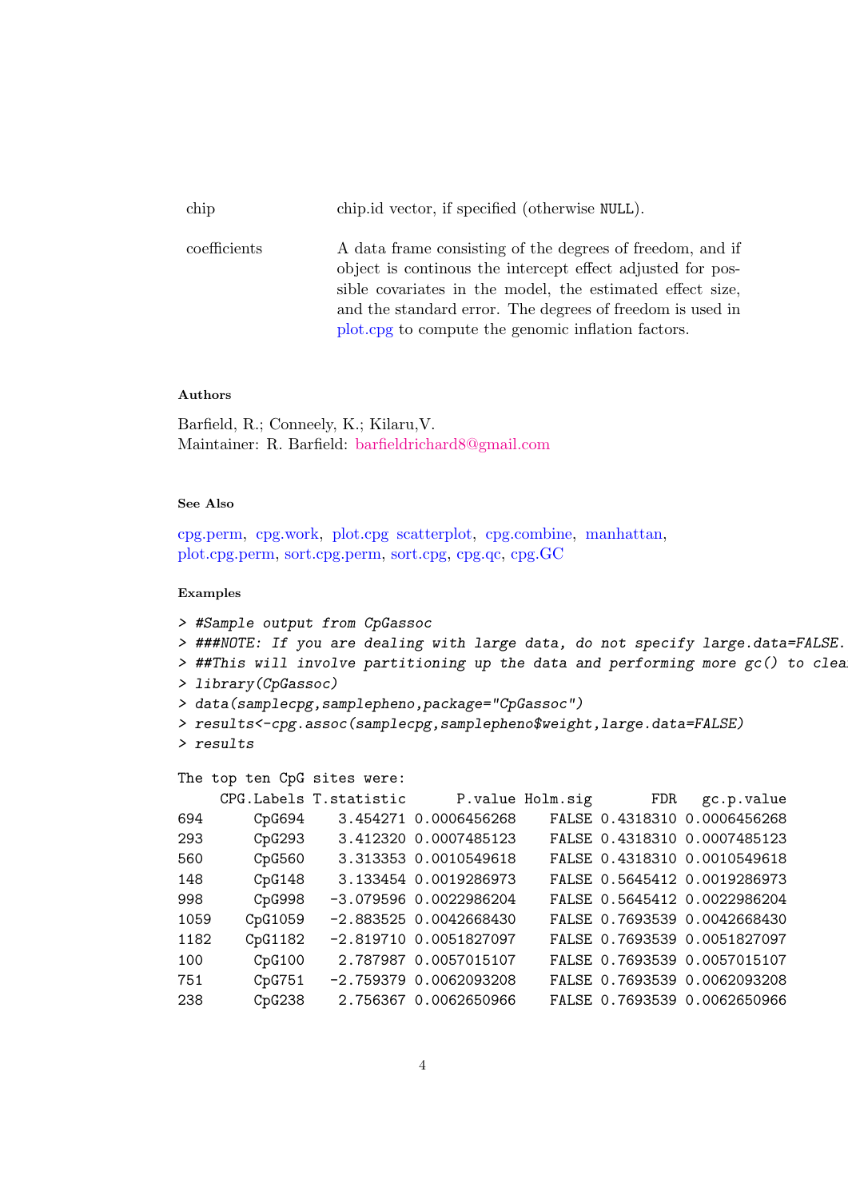chip — chip.id vector, if specified (otherwise NULL).

coefficients — A data frame consisting of the degrees of freedom, and if object is continous the intercept effect adjusted for possible covariates in the model, the estimated effect size, and the standard error. The degrees of freedom is used in plot.cpg to compute the genomic inflation factors.

### Authors

Barfield, R.; Conneely, K.; Kilaru,V.
Maintainer: R. Barfield: barfieldrichard8@gmail.com

### See Also

cpg.perm, cpg.work, plot.cpg scatterplot, cpg.combine, manhattan, plot.cpg.perm, sort.cpg.perm, sort.cpg, cpg.qc, cpg.GC

### Examples

```
> #Sample output from CpGassoc
> ###NOTE: If you are dealing with large data, do not specify large.data=FALSE.
> ##This will involve partitioning up the data and performing more gc() to clea
> library(CpGassoc)
> data(samplecpg,samplepheno,package="CpGassoc")
> results<-cpg.assoc(samplecpg,samplepheno$weight,large.data=FALSE)
> results

The top ten CpG sites were:
     CPG.Labels T.statistic      P.value Holm.sig       FDR   gc.p.value
694      CpG694    3.454271 0.0006456268    FALSE 0.4318310 0.0006456268
293      CpG293    3.412320 0.0007485123    FALSE 0.4318310 0.0007485123
560      CpG560    3.313353 0.0010549618    FALSE 0.4318310 0.0010549618
148      CpG148    3.133454 0.0019286973    FALSE 0.5645412 0.0019286973
998      CpG998   -3.079596 0.0022986204    FALSE 0.5645412 0.0022986204
1059    CpG1059   -2.883525 0.0042668430    FALSE 0.7693539 0.0042668430
1182    CpG1182   -2.819710 0.0051827097    FALSE 0.7693539 0.0051827097
100      CpG100    2.787987 0.0057015107    FALSE 0.7693539 0.0057015107
751      CpG751   -2.759379 0.0062093208    FALSE 0.7693539 0.0062093208
238      CpG238    2.756367 0.0062650966    FALSE 0.7693539 0.0062650966
```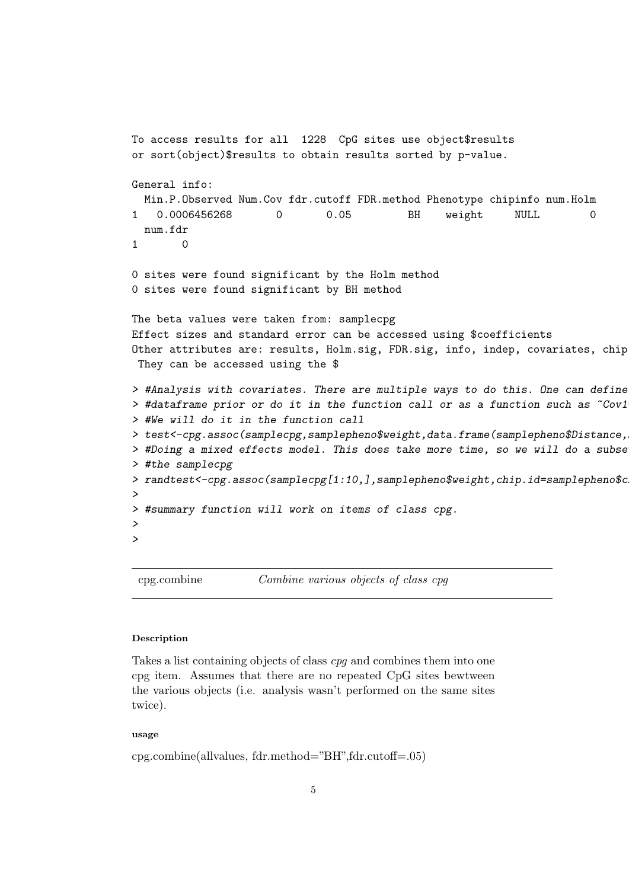```
To access results for all  1228  CpG sites use object$results
or sort(object)$results to obtain results sorted by p-value.

General info:
  Min.P.Observed Num.Cov fdr.cutoff FDR.method Phenotype chipinfo num.Holm
1   0.0006456268       0       0.05         BH    weight     NULL        0
  num.fdr
1       0

0 sites were found significant by the Holm method
0 sites were found significant by BH method

The beta values were taken from: samplecpg
Effect sizes and standard error can be accessed using $coefficients
Other attributes are: results, Holm.sig, FDR.sig, info, indep, covariates, chip
 They can be accessed using the $

> #Analysis with covariates. There are multiple ways to do this. One can define
> #dataframe prior or do it in the function call or as a function such as ~Cov1
> #We will do it in the function call
> test<-cpg.assoc(samplecpg,samplepheno$weight,data.frame(samplepheno$Distance,
> #Doing a mixed effects model. This does take more time, so we will do a subse
> #the samplecpg
> randtest<-cpg.assoc(samplecpg[1:10,],samplepheno$weight,chip.id=samplepheno$c
>
> #summary function will work on items of class cpg.
>
>
```

## cpg.combine — *Combine various objects of class cpg*

#### Description

Takes a list containing objects of class *cpg* and combines them into one cpg item. Assumes that there are no repeated CpG sites bewtween the various objects (i.e. analysis wasn't performed on the same sites twice).

#### usage

cpg.combine(allvalues, fdr.method="BH",fdr.cutoff=.05)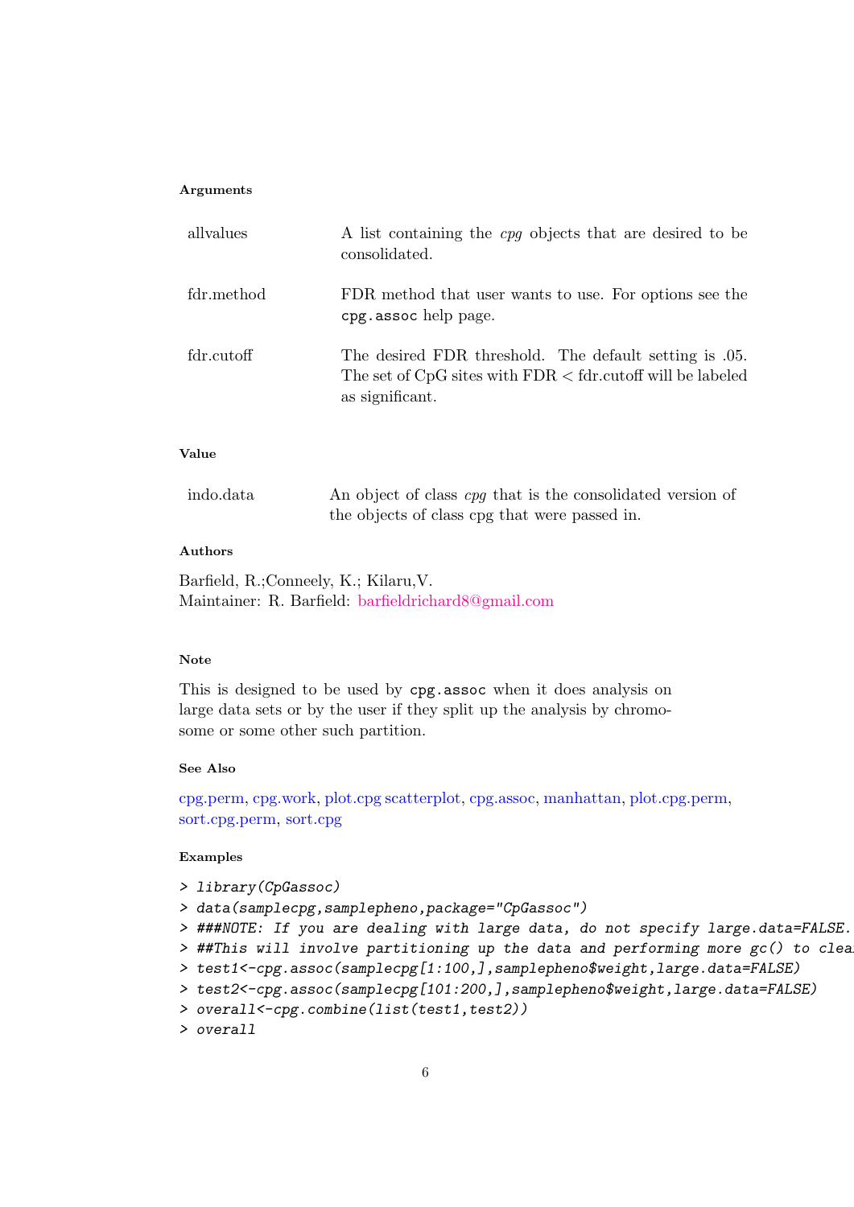### Arguments

| | |
|---|---|
| allvalues | A list containing the *cpg* objects that are desired to be consolidated. |
| fdr.method | FDR method that user wants to use. For options see the `cpg.assoc` help page. |
| fdr.cutoff | The desired FDR threshold. The default setting is .05. The set of CpG sites with FDR < fdr.cutoff will be labeled as significant. |

### Value

| | |
|---|---|
| indo.data | An object of class *cpg* that is the consolidated version of the objects of class cpg that were passed in. |

### Authors

Barfield, R.;Conneely, K.; Kilaru,V.
Maintainer: R. Barfield: barfieldrichard8@gmail.com

### Note

This is designed to be used by `cpg.assoc` when it does analysis on large data sets or by the user if they split up the analysis by chromosome or some other such partition.

### See Also

cpg.perm, cpg.work, plot.cpg scatterplot, cpg.assoc, manhattan, plot.cpg.perm, sort.cpg.perm, sort.cpg

### Examples

```
> library(CpGassoc)
> data(samplecpg,samplepheno,package="CpGassoc")
> ###NOTE: If you are dealing with large data, do not specify large.data=FALSE.
> ##This will involve partitioning up the data and performing more gc() to clea
> test1<-cpg.assoc(samplecpg[1:100,],samplepheno$weight,large.data=FALSE)
> test2<-cpg.assoc(samplecpg[101:200,],samplepheno$weight,large.data=FALSE)
> overall<-cpg.combine(list(test1,test2))
> overall
```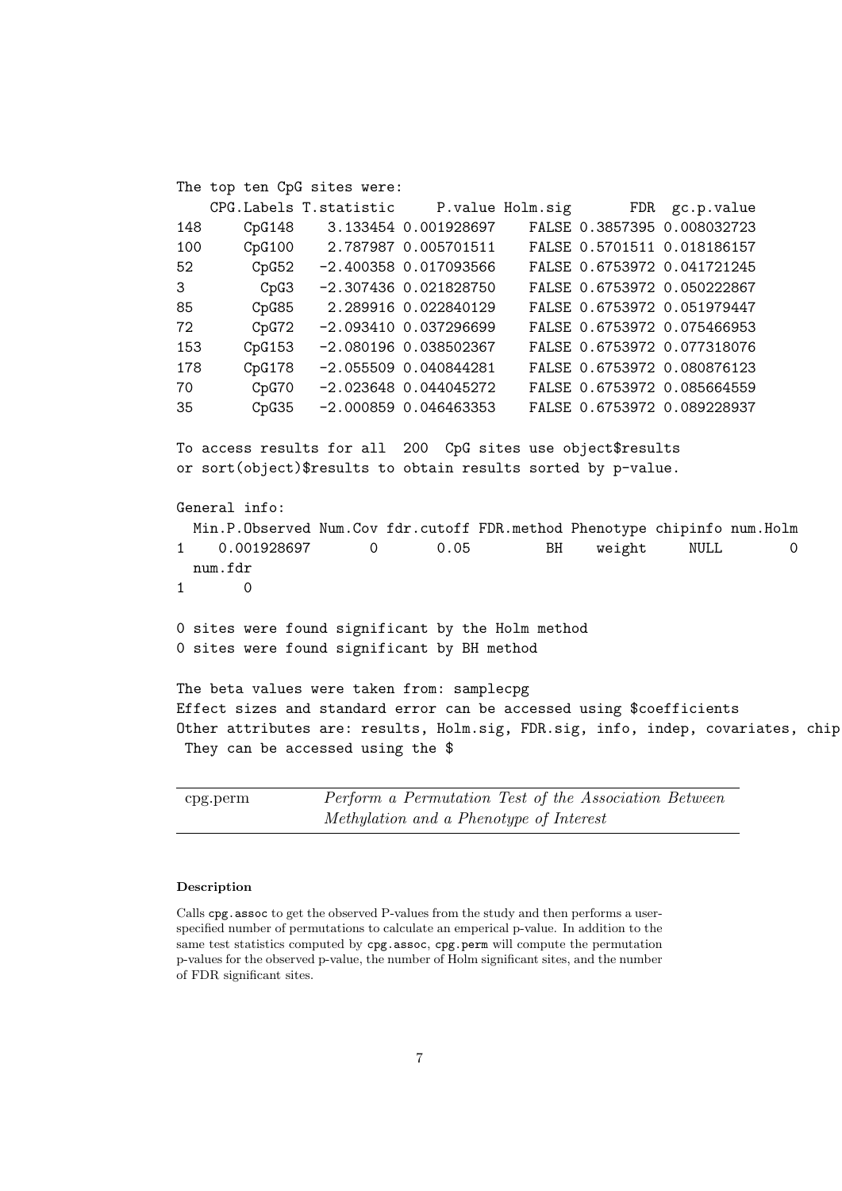```
The top ten CpG sites were:
    CPG.Labels T.statistic     P.value Holm.sig       FDR  gc.p.value
148     CpG148    3.133454 0.001928697    FALSE 0.3857395 0.008032723
100     CpG100    2.787987 0.005701511    FALSE 0.5701511 0.018186157
52       CpG52   -2.400358 0.017093566    FALSE 0.6753972 0.041721245
3         CpG3   -2.307436 0.021828750    FALSE 0.6753972 0.050222867
85       CpG85    2.289916 0.022840129    FALSE 0.6753972 0.051979447
72       CpG72   -2.093410 0.037296699    FALSE 0.6753972 0.075466953
153     CpG153   -2.080196 0.038502367    FALSE 0.6753972 0.077318076
178     CpG178   -2.055509 0.040844281    FALSE 0.6753972 0.080876123
70       CpG70   -2.023648 0.044045272    FALSE 0.6753972 0.085664559
35       CpG35   -2.000859 0.046463353    FALSE 0.6753972 0.089228937

To access results for all  200  CpG sites use object$results
or sort(object)$results to obtain results sorted by p-value.

General info:
  Min.P.Observed Num.Cov fdr.cutoff FDR.method Phenotype chipinfo num.Holm
1    0.001928697       0       0.05         BH    weight     NULL        0
  num.fdr
1       0

0 sites were found significant by the Holm method
0 sites were found significant by BH method

The beta values were taken from: samplecpg
Effect sizes and standard error can be accessed using $coefficients
Other attributes are: results, Holm.sig, FDR.sig, info, indep, covariates, chip
 They can be accessed using the $
```

## cpg.perm — *Perform a Permutation Test of the Association Between Methylation and a Phenotype of Interest*

### Description

Calls `cpg.assoc` to get the observed P-values from the study and then performs a user-specified number of permutations to calculate an emperical p-value. In addition to the same test statistics computed by `cpg.assoc`, `cpg.perm` will compute the permutation p-values for the observed p-value, the number of Holm significant sites, and the number of FDR significant sites.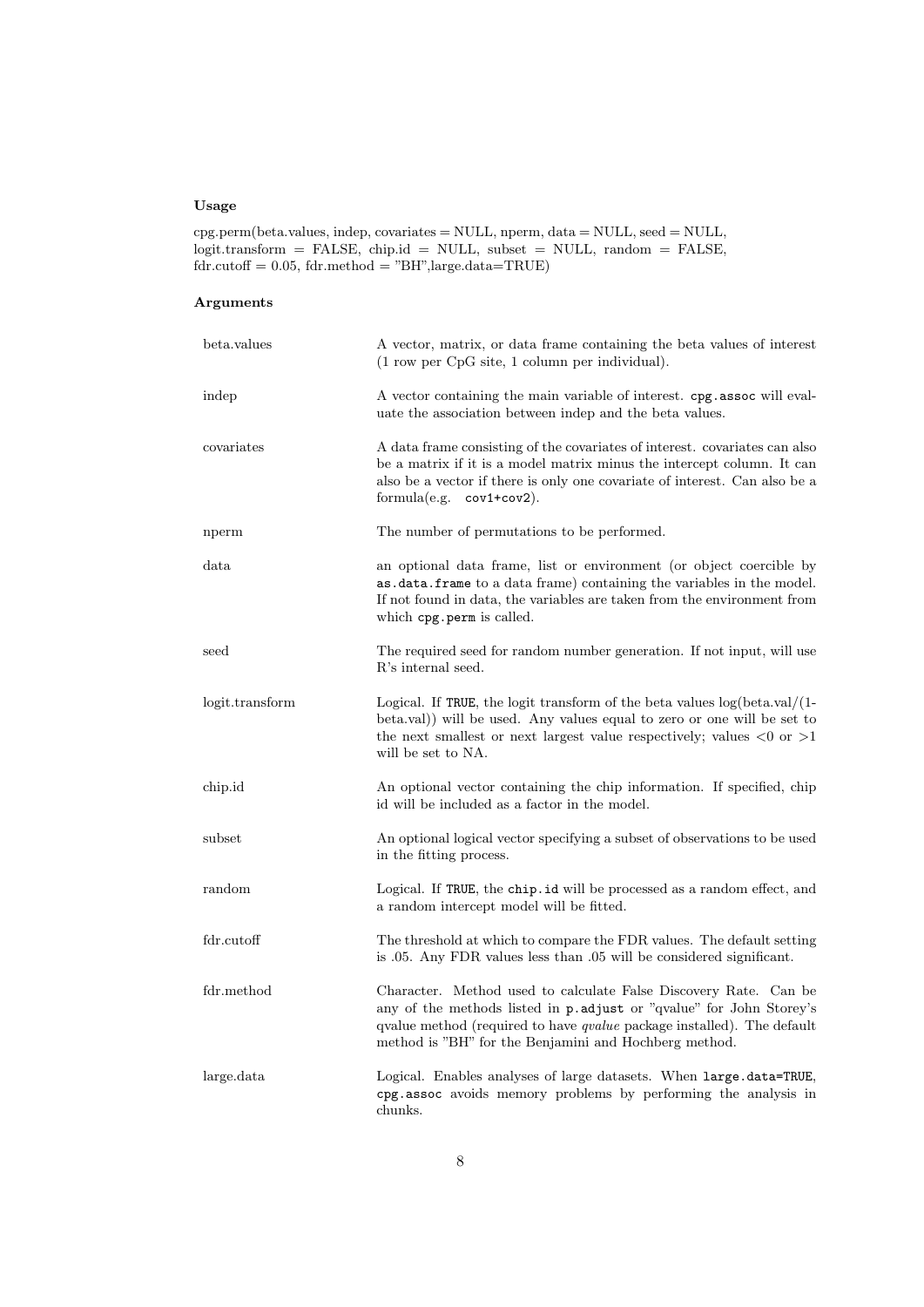### Usage

cpg.perm(beta.values, indep, covariates = NULL, nperm, data = NULL, seed = NULL, logit.transform = FALSE, chip.id = NULL, subset = NULL, random = FALSE, fdr.cutoff = 0.05, fdr.method = "BH",large.data=TRUE)

### Arguments

**beta.values**
A vector, matrix, or data frame containing the beta values of interest (1 row per CpG site, 1 column per individual).

**indep**
A vector containing the main variable of interest. `cpg.assoc` will evaluate the association between indep and the beta values.

**covariates**
A data frame consisting of the covariates of interest. covariates can also be a matrix if it is a model matrix minus the intercept column. It can also be a vector if there is only one covariate of interest. Can also be a formula(e.g. `cov1+cov2`).

**nperm**
The number of permutations to be performed.

**data**
an optional data frame, list or environment (or object coercible by `as.data.frame` to a data frame) containing the variables in the model. If not found in data, the variables are taken from the environment from which `cpg.perm` is called.

**seed**
The required seed for random number generation. If not input, will use R's internal seed.

**logit.transform**
Logical. If `TRUE`, the logit transform of the beta values log(beta.val/(1-beta.val)) will be used. Any values equal to zero or one will be set to the next smallest or next largest value respectively; values <0 or >1 will be set to NA.

**chip.id**
An optional vector containing the chip information. If specified, chip id will be included as a factor in the model.

**subset**
An optional logical vector specifying a subset of observations to be used in the fitting process.

**random**
Logical. If `TRUE`, the `chip.id` will be processed as a random effect, and a random intercept model will be fitted.

**fdr.cutoff**
The threshold at which to compare the FDR values. The default setting is .05. Any FDR values less than .05 will be considered significant.

**fdr.method**
Character. Method used to calculate False Discovery Rate. Can be any of the methods listed in `p.adjust` or "qvalue" for John Storey's qvalue method (required to have *qvalue* package installed). The default method is "BH" for the Benjamini and Hochberg method.

**large.data**
Logical. Enables analyses of large datasets. When `large.data=TRUE`, `cpg.assoc` avoids memory problems by performing the analysis in chunks.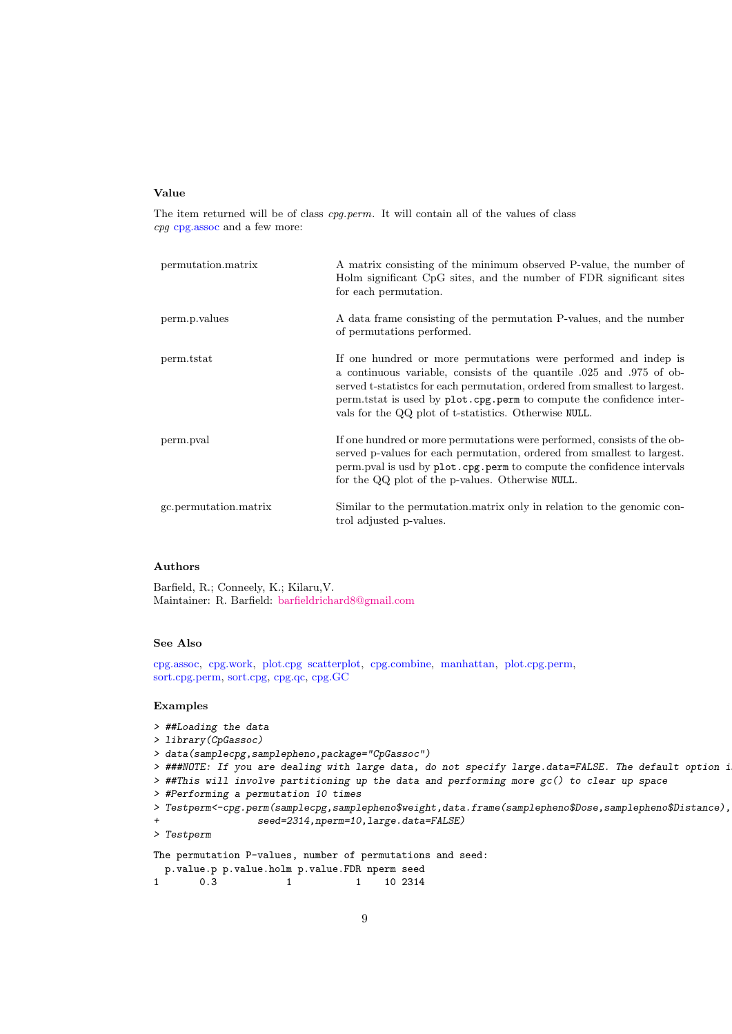### Value

The item returned will be of class *cpg.perm*. It will contain all of the values of class *cpg* cpg.assoc and a few more:

| | |
|---|---|
| permutation.matrix | A matrix consisting of the minimum observed P-value, the number of Holm significant CpG sites, and the number of FDR significant sites for each permutation. |
| perm.p.values | A data frame consisting of the permutation P-values, and the number of permutations performed. |
| perm.tstat | If one hundred or more permutations were performed and indep is a continuous variable, consists of the quantile .025 and .975 of observed t-statistcs for each permutation, ordered from smallest to largest. perm.tstat is used by `plot.cpg.perm` to compute the confidence intervals for the QQ plot of t-statistics. Otherwise `NULL`. |
| perm.pval | If one hundred or more permutations were performed, consists of the observed p-values for each permutation, ordered from smallest to largest. perm.pval is usd by `plot.cpg.perm` to compute the confidence intervals for the QQ plot of the p-values. Otherwise `NULL`. |
| gc.permutation.matrix | Similar to the permutation.matrix only in relation to the genomic control adjusted p-values. |

### Authors

Barfield, R.; Conneely, K.; Kilaru,V.
Maintainer: R. Barfield: barfieldrichard8@gmail.com

### See Also

cpg.assoc, cpg.work, plot.cpg scatterplot, cpg.combine, manhattan, plot.cpg.perm, sort.cpg.perm, sort.cpg, cpg.qc, cpg.GC

### Examples

```
> ##Loading the data
> library(CpGassoc)
> data(samplecpg,samplepheno,package="CpGassoc")
> ###NOTE: If you are dealing with large data, do not specify large.data=FALSE. The default option i
> ##This will involve partitioning up the data and performing more gc() to clear up space
> #Performing a permutation 10 times
> Testperm<-cpg.perm(samplecpg,samplepheno$weight,data.frame(samplepheno$Dose,samplepheno$Distance),
+                  seed=2314,nperm=10,large.data=FALSE)
> Testperm

The permutation P-values, number of permutations and seed:
  p.value.p p.value.holm p.value.FDR nperm seed
1       0.3            1           1    10 2314
```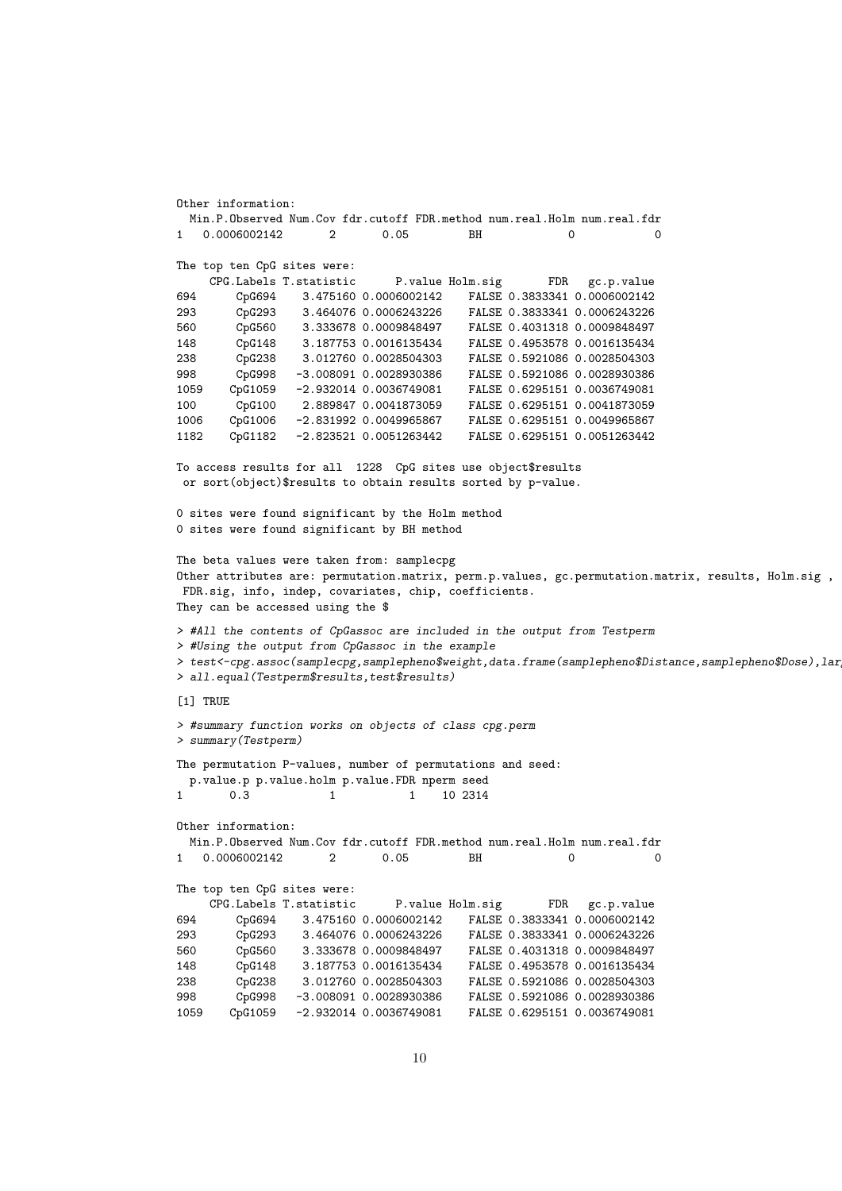```
Other information:
  Min.P.Observed Num.Cov fdr.cutoff FDR.method num.real.Holm num.real.fdr
1   0.0006002142       2       0.05         BH             0            0

The top ten CpG sites were:
     CPG.Labels T.statistic      P.value Holm.sig       FDR   gc.p.value
694      CpG694    3.475160 0.0006002142    FALSE 0.3833341 0.0006002142
293      CpG293    3.464076 0.0006243226    FALSE 0.3833341 0.0006243226
560      CpG560    3.333678 0.0009848497    FALSE 0.4031318 0.0009848497
148      CpG148    3.187753 0.0016135434    FALSE 0.4953578 0.0016135434
238      CpG238    3.012760 0.0028504303    FALSE 0.5921086 0.0028504303
998      CpG998   -3.008091 0.0028930386    FALSE 0.5921086 0.0028930386
1059    CpG1059   -2.932014 0.0036749081    FALSE 0.6295151 0.0036749081
100      CpG100    2.889847 0.0041873059    FALSE 0.6295151 0.0041873059
1006    CpG1006   -2.831992 0.0049965867    FALSE 0.6295151 0.0049965867
1182    CpG1182   -2.823521 0.0051263442    FALSE 0.6295151 0.0051263442

To access results for all  1228  CpG sites use object$results
 or sort(object)$results to obtain results sorted by p-value.

0 sites were found significant by the Holm method
0 sites were found significant by BH method

The beta values were taken from: samplecpg
Other attributes are: permutation.matrix, perm.p.values, gc.permutation.matrix, results, Holm.sig ,
 FDR.sig, info, indep, covariates, chip, coefficients.
They can be accessed using the $

> #All the contents of CpGassoc are included in the output from Testperm
> #Using the output from CpGassoc in the example
> test<-cpg.assoc(samplecpg,samplepheno$weight,data.frame(samplepheno$Distance,samplepheno$Dose),lar
> all.equal(Testperm$results,test$results)

[1] TRUE

> #summary function works on objects of class cpg.perm
> summary(Testperm)

The permutation P-values, number of permutations and seed:
  p.value.p p.value.holm p.value.FDR nperm seed
1       0.3            1           1    10 2314

Other information:
  Min.P.Observed Num.Cov fdr.cutoff FDR.method num.real.Holm num.real.fdr
1   0.0006002142       2       0.05         BH             0            0

The top ten CpG sites were:
     CPG.Labels T.statistic      P.value Holm.sig       FDR   gc.p.value
694      CpG694    3.475160 0.0006002142    FALSE 0.3833341 0.0006002142
293      CpG293    3.464076 0.0006243226    FALSE 0.3833341 0.0006243226
560      CpG560    3.333678 0.0009848497    FALSE 0.4031318 0.0009848497
148      CpG148    3.187753 0.0016135434    FALSE 0.4953578 0.0016135434
238      CpG238    3.012760 0.0028504303    FALSE 0.5921086 0.0028504303
998      CpG998   -3.008091 0.0028930386    FALSE 0.5921086 0.0028930386
1059    CpG1059   -2.932014 0.0036749081    FALSE 0.6295151 0.0036749081
```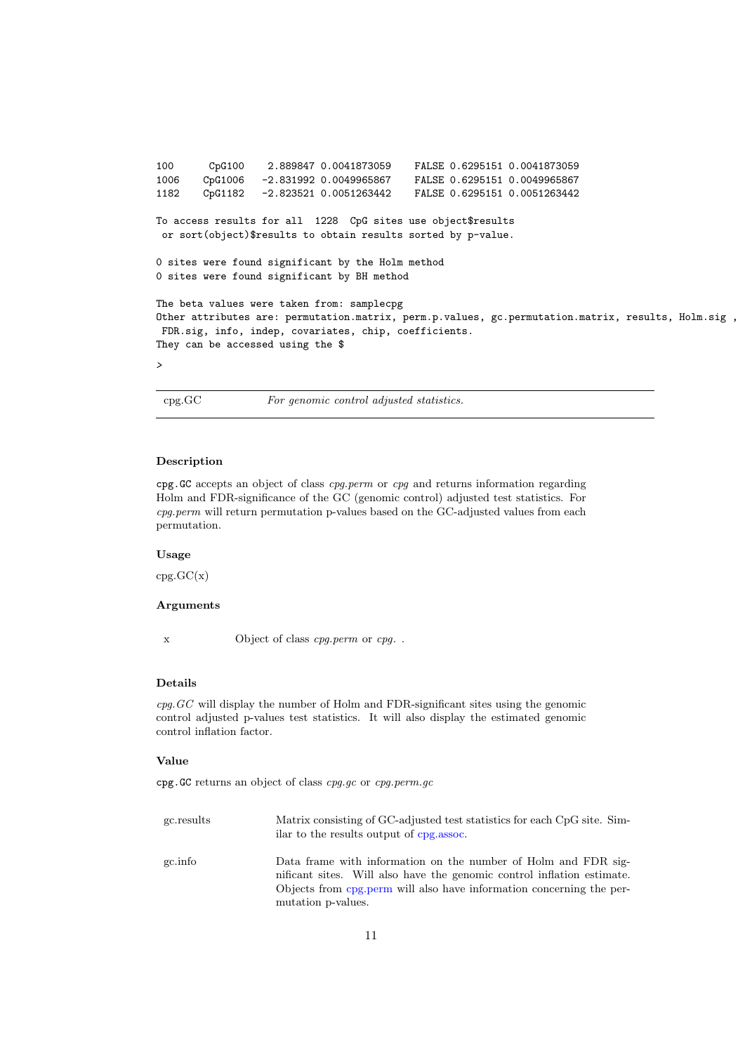```
100      CpG100    2.889847 0.0041873059    FALSE 0.6295151 0.0041873059
1006    CpG1006   -2.831992 0.0049965867    FALSE 0.6295151 0.0049965867
1182    CpG1182   -2.823521 0.0051263442    FALSE 0.6295151 0.0051263442

To access results for all  1228  CpG sites use object$results
 or sort(object)$results to obtain results sorted by p-value.

0 sites were found significant by the Holm method
0 sites were found significant by BH method

The beta values were taken from: samplecpg
Other attributes are: permutation.matrix, perm.p.values, gc.permutation.matrix, results, Holm.sig ,
 FDR.sig, info, indep, covariates, chip, coefficients.
They can be accessed using the $

>
```

## cpg.GC — *For genomic control adjusted statistics.*

### Description

`cpg.GC` accepts an object of class *cpg.perm* or *cpg* and returns information regarding Holm and FDR-significance of the GC (genomic control) adjusted test statistics. For *cpg.perm* will return permutation p-values based on the GC-adjusted values from each permutation.

### Usage

cpg.GC(x)

### Arguments

| | |
|---|---|
| x | Object of class *cpg.perm* or *cpg*. . |

### Details

*cpg.GC* will display the number of Holm and FDR-significant sites using the genomic control adjusted p-values test statistics. It will also display the estimated genomic control inflation factor.

### Value

`cpg.GC` returns an object of class *cpg.gc* or *cpg.perm.gc*

| | |
|---|---|
| gc.results | Matrix consisting of GC-adjusted test statistics for each CpG site. Similar to the results output of cpg.assoc. |
| gc.info | Data frame with information on the number of Holm and FDR significant sites. Will also have the genomic control inflation estimate. Objects from cpg.perm will also have information concerning the permutation p-values. |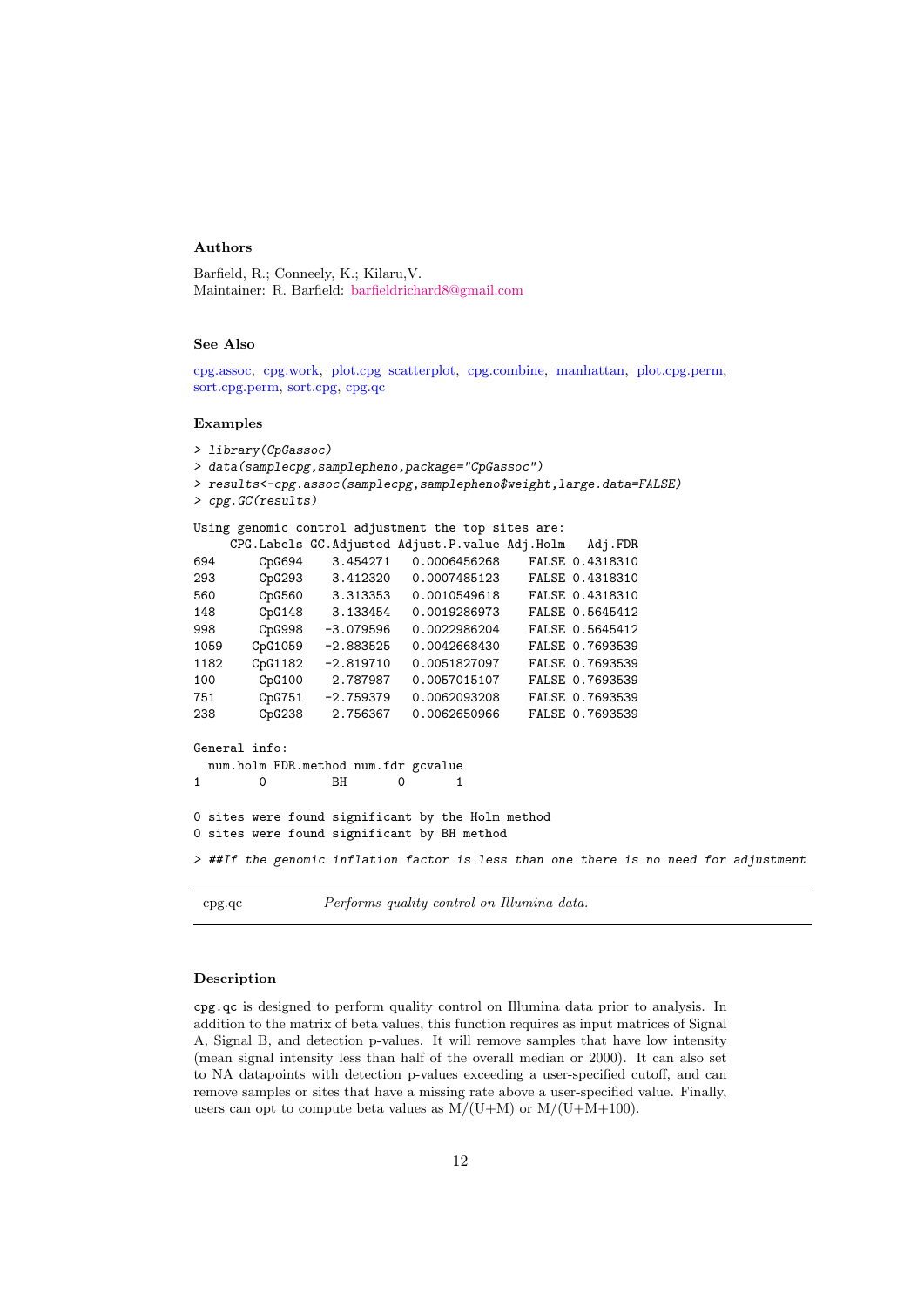### Authors

Barfield, R.; Conneely, K.; Kilaru,V.
Maintainer: R. Barfield: barfieldrichard8@gmail.com

### See Also

cpg.assoc, cpg.work, plot.cpg scatterplot, cpg.combine, manhattan, plot.cpg.perm, sort.cpg.perm, sort.cpg, cpg.qc

### Examples

```
> library(CpGassoc)
> data(samplecpg,samplepheno,package="CpGassoc")
> results<-cpg.assoc(samplecpg,samplepheno$weight,large.data=FALSE)
> cpg.GC(results)

Using genomic control adjustment the top sites are:
     CPG.Labels GC.Adjusted Adjust.P.value Adj.Holm   Adj.FDR
694      CpG694    3.454271   0.0006456268    FALSE 0.4318310
293      CpG293    3.412320   0.0007485123    FALSE 0.4318310
560      CpG560    3.313353   0.0010549618    FALSE 0.4318310
148      CpG148    3.133454   0.0019286973    FALSE 0.5645412
998      CpG998   -3.079596   0.0022986204    FALSE 0.5645412
1059    CpG1059   -2.883525   0.0042668430    FALSE 0.7693539
1182    CpG1182   -2.819710   0.0051827097    FALSE 0.7693539
100      CpG100    2.787987   0.0057015107    FALSE 0.7693539
751      CpG751   -2.759379   0.0062093208    FALSE 0.7693539
238      CpG238    2.756367   0.0062650966    FALSE 0.7693539

General info:
  num.holm FDR.method num.fdr gcvalue
1        0         BH       0       1

0 sites were found significant by the Holm method
0 sites were found significant by BH method

> ##If the genomic inflation factor is less than one there is no need for adjustment
```

---

cpg.qc &nbsp;&nbsp;&nbsp;&nbsp; *Performs quality control on Illumina data.*

---

### Description

cpg.qc is designed to perform quality control on Illumina data prior to analysis. In addition to the matrix of beta values, this function requires as input matrices of Signal A, Signal B, and detection p-values. It will remove samples that have low intensity (mean signal intensity less than half of the overall median or 2000). It can also set to NA datapoints with detection p-values exceeding a user-specified cutoff, and can remove samples or sites that have a missing rate above a user-specified value. Finally, users can opt to compute beta values as M/(U+M) or M/(U+M+100).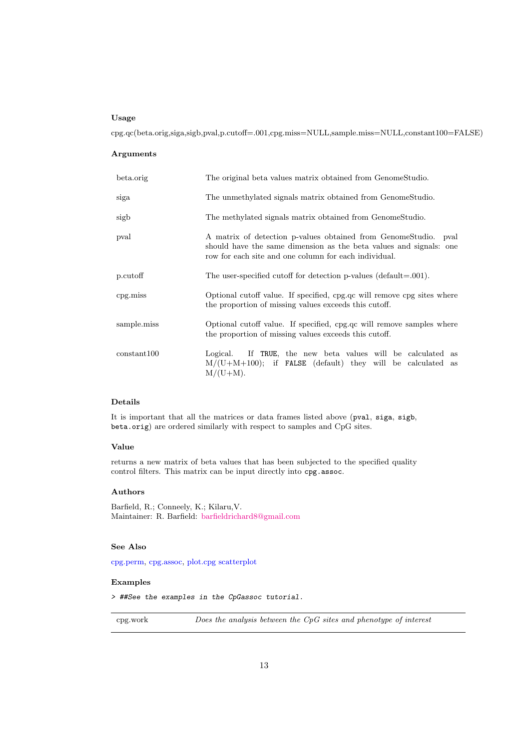### Usage

cpg.qc(beta.orig,siga,sigb,pval,p.cutoff=.001,cpg.miss=NULL,sample.miss=NULL,constant100=FALSE)

### Arguments

| | |
|---|---|
| beta.orig | The original beta values matrix obtained from GenomeStudio. |
| siga | The unmethylated signals matrix obtained from GenomeStudio. |
| sigb | The methylated signals matrix obtained from GenomeStudio. |
| pval | A matrix of detection p-values obtained from GenomeStudio. pval should have the same dimension as the beta values and signals: one row for each site and one column for each individual. |
| p.cutoff | The user-specified cutoff for detection p-values (default=.001). |
| cpg.miss | Optional cutoff value. If specified, cpg.qc will remove cpg sites where the proportion of missing values exceeds this cutoff. |
| sample.miss | Optional cutoff value. If specified, cpg.qc will remove samples where the proportion of missing values exceeds this cutoff. |
| constant100 | Logical. If `TRUE`, the new beta values will be calculated as M/(U+M+100); if `FALSE` (default) they will be calculated as M/(U+M). |

### Details

It is important that all the matrices or data frames listed above (`pval`, `siga`, `sigb`, `beta.orig`) are ordered similarly with respect to samples and CpG sites.

### Value

returns a new matrix of beta values that has been subjected to the specified quality control filters. This matrix can be input directly into `cpg.assoc`.

### Authors

Barfield, R.; Conneely, K.; Kilaru,V.
Maintainer: R. Barfield: barfieldrichard8@gmail.com

### See Also

cpg.perm, cpg.assoc, plot.cpg scatterplot

### Examples

```
> ##See the examples in the CpGassoc tutorial.
```

---

| | |
|---|---|
| cpg.work | *Does the analysis between the CpG sites and phenotype of interest* |

---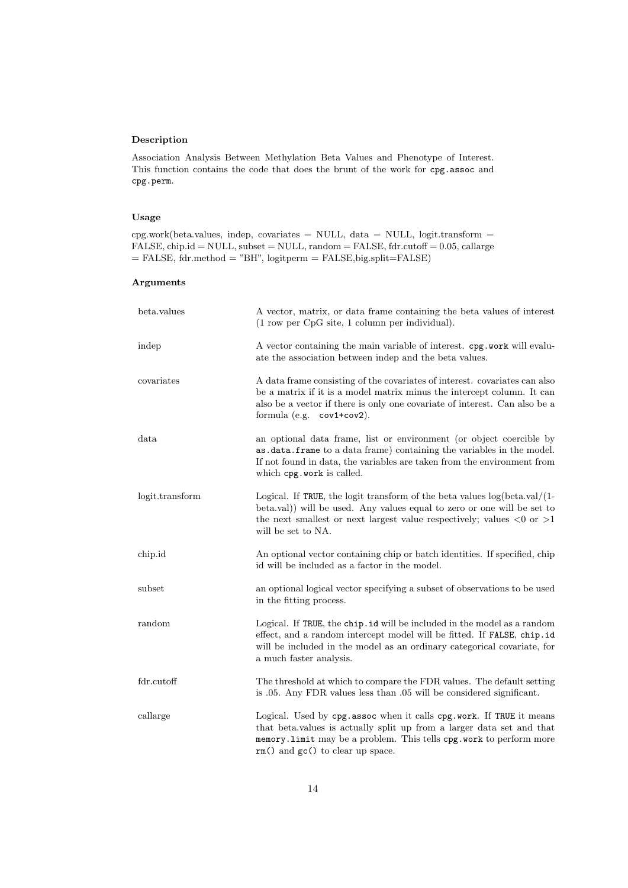### Description

Association Analysis Between Methylation Beta Values and Phenotype of Interest. This function contains the code that does the brunt of the work for `cpg.assoc` and `cpg.perm`.

### Usage

cpg.work(beta.values, indep, covariates = NULL, data = NULL, logit.transform = FALSE, chip.id = NULL, subset = NULL, random = FALSE, fdr.cutoff = 0.05, callarge = FALSE, fdr.method = "BH", logitperm = FALSE,big.split=FALSE)

### Arguments

| | |
|---|---|
| beta.values | A vector, matrix, or data frame containing the beta values of interest (1 row per CpG site, 1 column per individual). |
| indep | A vector containing the main variable of interest. `cpg.work` will evaluate the association between indep and the beta values. |
| covariates | A data frame consisting of the covariates of interest. covariates can also be a matrix if it is a model matrix minus the intercept column. It can also be a vector if there is only one covariate of interest. Can also be a formula (e.g. `cov1+cov2`). |
| data | an optional data frame, list or environment (or object coercible by `as.data.frame` to a data frame) containing the variables in the model. If not found in data, the variables are taken from the environment from which `cpg.work` is called. |
| logit.transform | Logical. If `TRUE`, the logit transform of the beta values log(beta.val/(1-beta.val)) will be used. Any values equal to zero or one will be set to the next smallest or next largest value respectively; values $<0$ or $>1$ will be set to NA. |
| chip.id | An optional vector containing chip or batch identities. If specified, chip id will be included as a factor in the model. |
| subset | an optional logical vector specifying a subset of observations to be used in the fitting process. |
| random | Logical. If `TRUE`, the `chip.id` will be included in the model as a random effect, and a random intercept model will be fitted. If `FALSE`, `chip.id` will be included in the model as an ordinary categorical covariate, for a much faster analysis. |
| fdr.cutoff | The threshold at which to compare the FDR values. The default setting is .05. Any FDR values less than .05 will be considered significant. |
| callarge | Logical. Used by `cpg.assoc` when it calls `cpg.work`. If `TRUE` it means that beta.values is actually split up from a larger data set and that `memory.limit` may be a problem. This tells `cpg.work` to perform more `rm()` and `gc()` to clear up space. |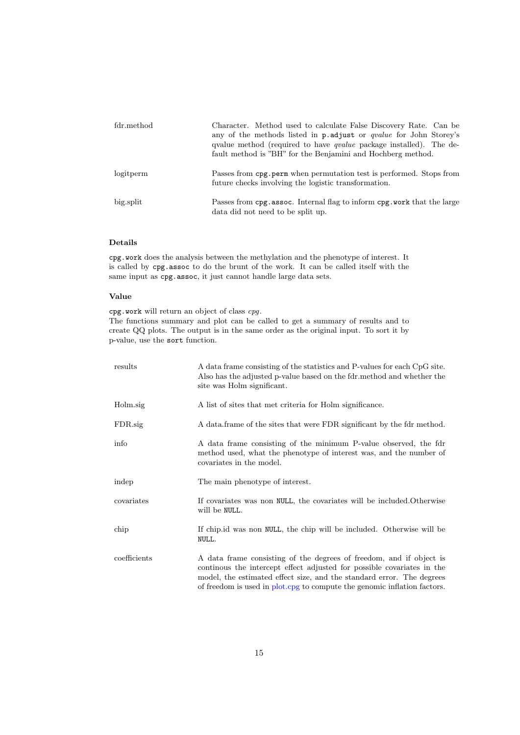| | |
|---|---|
| fdr.method | Character. Method used to calculate False Discovery Rate. Can be any of the methods listed in `p.adjust` or *qvalue* for John Storey's qvalue method (required to have *qvalue* package installed). The default method is "BH" for the Benjamini and Hochberg method. |
| logitperm | Passes from `cpg.perm` when permutation test is performed. Stops from future checks involving the logistic transformation. |
| big.split | Passes from `cpg.assoc`. Internal flag to inform `cpg.work` that the large data did not need to be split up. |

### Details

`cpg.work` does the analysis between the methylation and the phenotype of interest. It is called by `cpg.assoc` to do the brunt of the work. It can be called itself with the same input as `cpg.assoc`, it just cannot handle large data sets.

### Value

`cpg.work` will return an object of class *cpg*.
The functions summary and plot can be called to get a summary of results and to create QQ plots. The output is in the same order as the original input. To sort it by p-value, use the `sort` function.

| | |
|---|---|
| results | A data frame consisting of the statistics and P-values for each CpG site. Also has the adjusted p-value based on the fdr.method and whether the site was Holm significant. |
| Holm.sig | A list of sites that met criteria for Holm significance. |
| FDR.sig | A data.frame of the sites that were FDR significant by the fdr method. |
| info | A data frame consisting of the minimum P-value observed, the fdr method used, what the phenotype of interest was, and the number of covariates in the model. |
| indep | The main phenotype of interest. |
| covariates | If covariates was non `NULL`, the covariates will be included.Otherwise will be `NULL`. |
| chip | If chip.id was non `NULL`, the chip will be included. Otherwise will be `NULL`. |
| coefficients | A data frame consisting of the degrees of freedom, and if object is continous the intercept effect adjusted for possible covariates in the model, the estimated effect size, and the standard error. The degrees of freedom is used in plot.cpg to compute the genomic inflation factors. |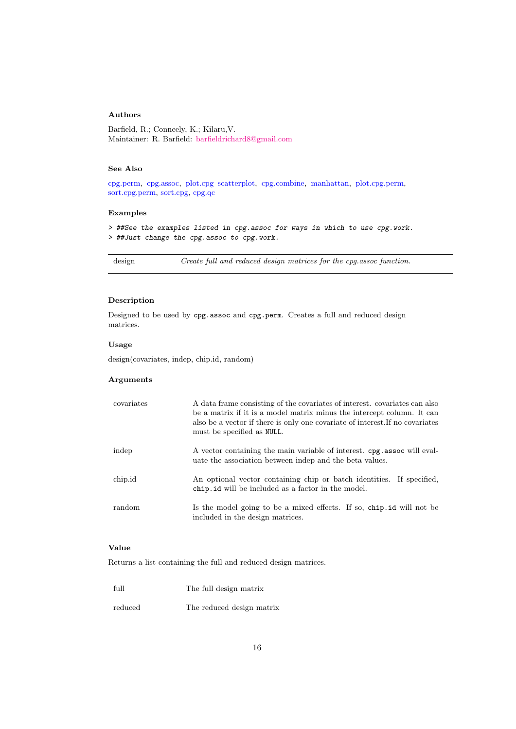### Authors

Barfield, R.; Conneely, K.; Kilaru,V.
Maintainer: R. Barfield: barfieldrichard8@gmail.com

### See Also

cpg.perm, cpg.assoc, plot.cpg scatterplot, cpg.combine, manhattan, plot.cpg.perm, sort.cpg.perm, sort.cpg, cpg.qc

### Examples

```
> ##See the examples listed in cpg.assoc for ways in which to use cpg.work.
> ##Just change the cpg.assoc to cpg.work.
```

---

design &nbsp;&nbsp;&nbsp;&nbsp; *Create full and reduced design matrices for the cpg.assoc function.*

---

### Description

Designed to be used by `cpg.assoc` and `cpg.perm`. Creates a full and reduced design matrices.

### Usage

design(covariates, indep, chip.id, random)

### Arguments

| | |
|---|---|
| covariates | A data frame consisting of the covariates of interest. covariates can also be a matrix if it is a model matrix minus the intercept column. It can also be a vector if there is only one covariate of interest.If no covariates must be specified as `NULL`. |
| indep | A vector containing the main variable of interest. `cpg.assoc` will evaluate the association between indep and the beta values. |
| chip.id | An optional vector containing chip or batch identities. If specified, `chip.id` will be included as a factor in the model. |
| random | Is the model going to be a mixed effects. If so, `chip.id` will not be included in the design matrices. |

### Value

Returns a list containing the full and reduced design matrices.

| | |
|---|---|
| full | The full design matrix |
| reduced | The reduced design matrix |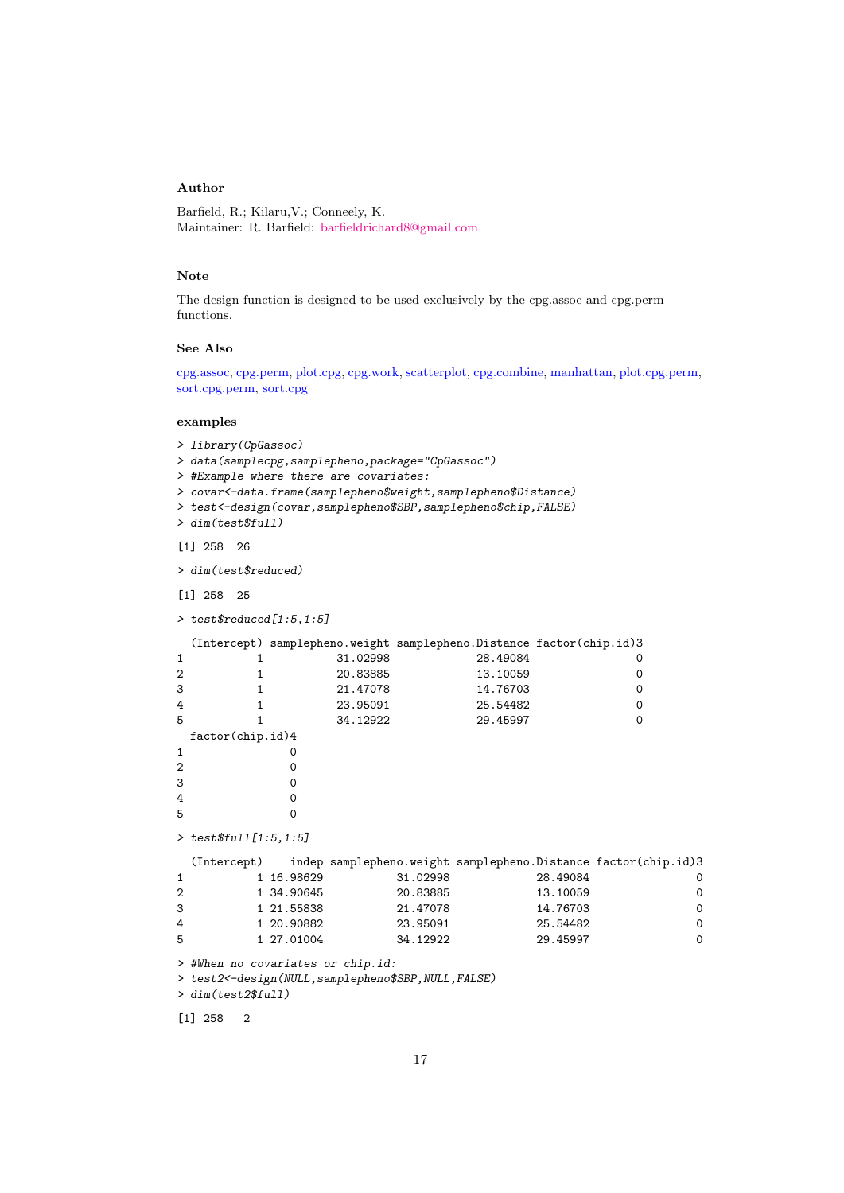### Author

Barfield, R.; Kilaru,V.; Conneely, K.
Maintainer: R. Barfield: barfieldrichard8@gmail.com

### Note

The design function is designed to be used exclusively by the cpg.assoc and cpg.perm functions.

### See Also

cpg.assoc, cpg.perm, plot.cpg, cpg.work, scatterplot, cpg.combine, manhattan, plot.cpg.perm, sort.cpg.perm, sort.cpg

### examples

```
> library(CpGassoc)
> data(samplecpg,samplepheno,package="CpGassoc")
> #Example where there are covariates:
> covar<-data.frame(samplepheno$weight,samplepheno$Distance)
> test<-design(covar,samplepheno$SBP,samplepheno$chip,FALSE)
> dim(test$full)

[1] 258  26

> dim(test$reduced)

[1] 258  25

> test$reduced[1:5,1:5]

  (Intercept) samplepheno.weight samplepheno.Distance factor(chip.id)3
1           1           31.02998             28.49084                0
2           1           20.83885             13.10059                0
3           1           21.47078             14.76703                0
4           1           23.95091             25.54482                0
5           1           34.12922             29.45997                0
  factor(chip.id)4
1                0
2                0
3                0
4                0
5                0

> test$full[1:5,1:5]

  (Intercept)    indep samplepheno.weight samplepheno.Distance factor(chip.id)3
1           1 16.98629           31.02998             28.49084                0
2           1 34.90645           20.83885             13.10059                0
3           1 21.55838           21.47078             14.76703                0
4           1 20.90882           23.95091             25.54482                0
5           1 27.01004           34.12922             29.45997                0

> #When no covariates or chip.id:
> test2<-design(NULL,samplepheno$SBP,NULL,FALSE)
> dim(test2$full)

[1] 258   2
```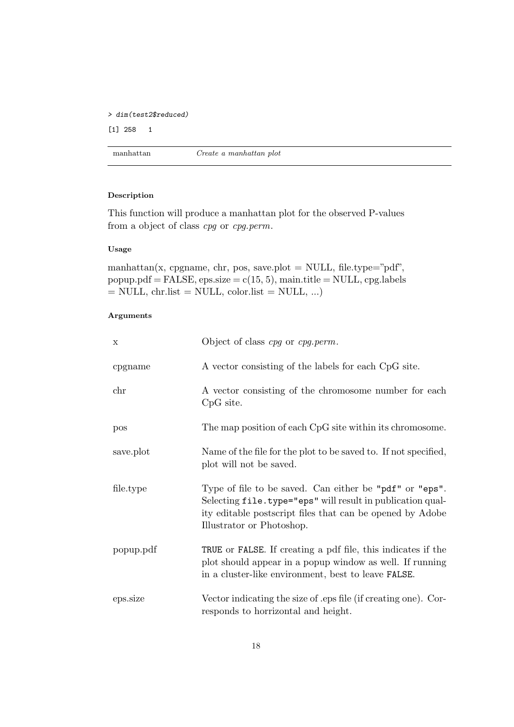```
> dim(test2$reduced)
[1] 258   1
```

| manhattan | *Create a manhattan plot* |
|---|---|

### Description

This function will produce a manhattan plot for the observed P-values from a object of class *cpg* or *cpg.perm*.

### Usage

manhattan(x, cpgname, chr, pos, save.plot = NULL, file.type="pdf", popup.pdf = FALSE, eps.size = c(15, 5), main.title = NULL, cpg.labels = NULL, chr.list = NULL, color.list = NULL, ...)

### Arguments

| | |
|---|---|
| x | Object of class *cpg* or *cpg.perm*. |
| cpgname | A vector consisting of the labels for each CpG site. |
| chr | A vector consisting of the chromosome number for each CpG site. |
| pos | The map position of each CpG site within its chromosome. |
| save.plot | Name of the file for the plot to be saved to. If not specified, plot will not be saved. |
| file.type | Type of file to be saved. Can either be `"pdf"` or `"eps"`. Selecting `file.type="eps"` will result in publication quality editable postscript files that can be opened by Adobe Illustrator or Photoshop. |
| popup.pdf | `TRUE` or `FALSE`. If creating a pdf file, this indicates if the plot should appear in a popup window as well. If running in a cluster-like environment, best to leave `FALSE`. |
| eps.size | Vector indicating the size of .eps file (if creating one). Corresponds to horrizontal and height. |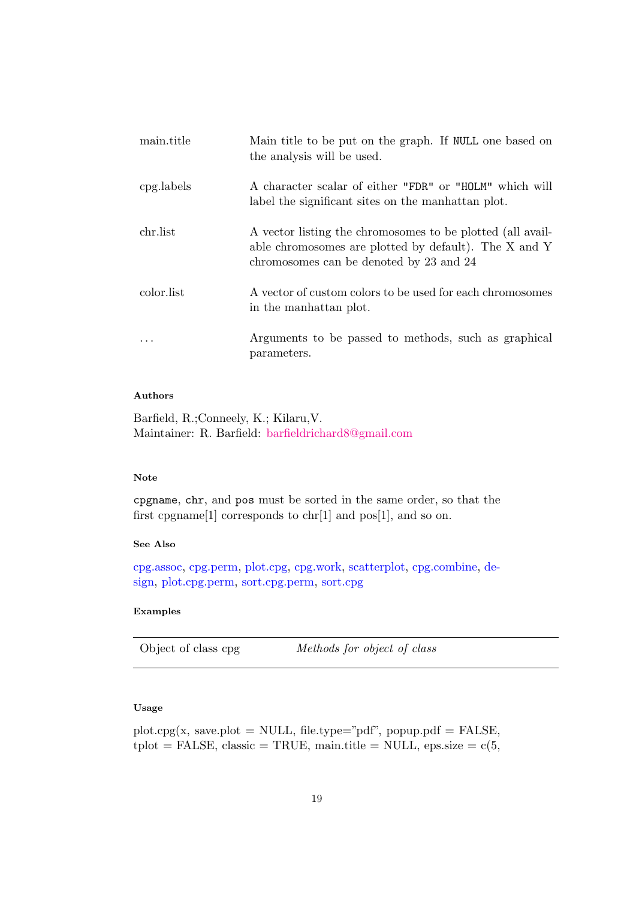| | |
|---|---|
| main.title | Main title to be put on the graph. If `NULL` one based on the analysis will be used. |
| cpg.labels | A character scalar of either `"FDR"` or `"HOLM"` which will label the significant sites on the manhattan plot. |
| chr.list | A vector listing the chromosomes to be plotted (all available chromosomes are plotted by default). The X and Y chromosomes can be denoted by 23 and 24 |
| color.list | A vector of custom colors to be used for each chromosomes in the manhattan plot. |
| ... | Arguments to be passed to methods, such as graphical parameters. |

#### Authors

Barfield, R.;Conneely, K.; Kilaru,V.
Maintainer: R. Barfield: barfieldrichard8@gmail.com

#### Note

`cpgname`, `chr`, and `pos` must be sorted in the same order, so that the first cpgname[1] corresponds to chr[1] and pos[1], and so on.

#### See Also

cpg.assoc, cpg.perm, plot.cpg, cpg.work, scatterplot, cpg.combine, design, plot.cpg.perm, sort.cpg.perm, sort.cpg

#### Examples

| Object of class cpg | *Methods for object of class* |
|---|---|

#### Usage

plot.cpg(x, save.plot = NULL, file.type="pdf", popup.pdf = FALSE, tplot = FALSE, classic = TRUE, main.title = NULL, eps.size = c(5,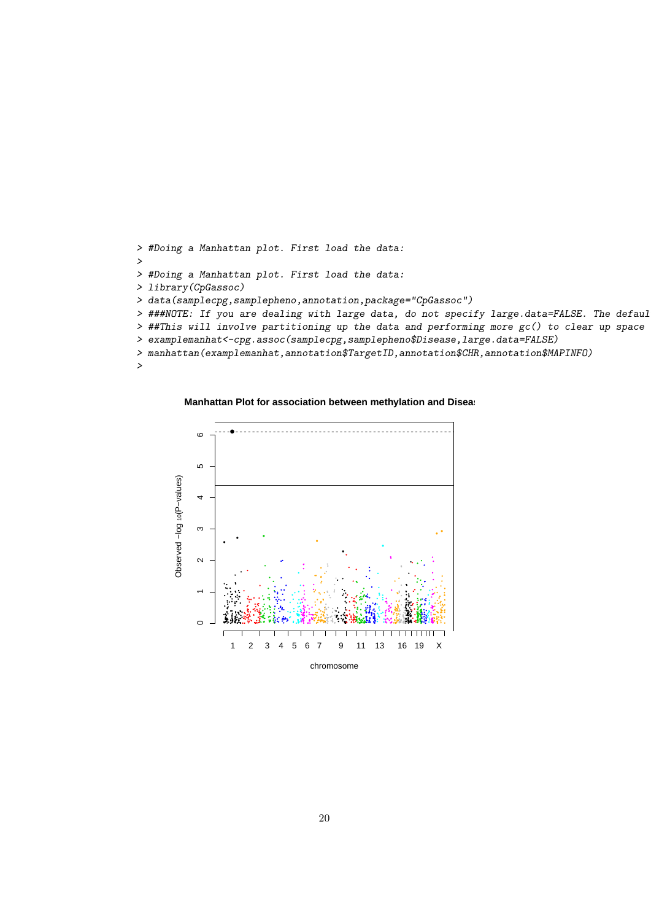```
> #Doing a Manhattan plot. First load the data:
>
> #Doing a Manhattan plot. First load the data:
> library(CpGassoc)
> data(samplecpg,samplepheno,annotation,package="CpGassoc")
> ###NOTE: If you are dealing with large data, do not specify large.data=FALSE. The defaul
> ##This will involve partitioning up the data and performing more gc() to clear up space
> examplemanhat<-cpg.assoc(samplecpg,samplepheno$Disease,large.data=FALSE)
> manhattan(examplemanhat,annotation$TargetID,annotation$CHR,annotation$MAPINFO)
>
```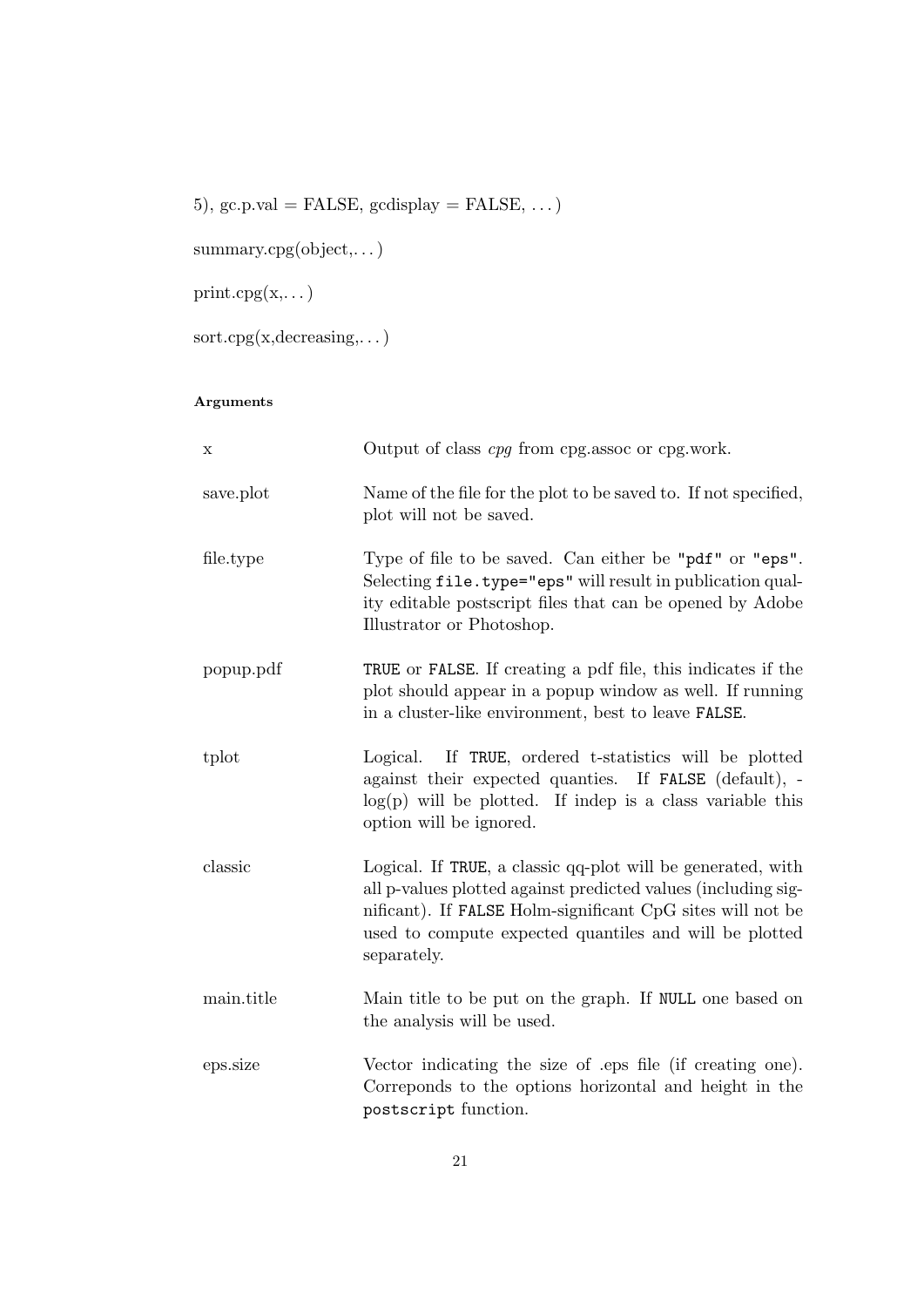5), gc.p.val = FALSE, gcdisplay = FALSE, ...)

summary.cpg(object,...)

print.cpg(x,...)

sort.cpg(x,decreasing,...)

#### Arguments

| | |
|---|---|
| x | Output of class *cpg* from cpg.assoc or cpg.work. |
| save.plot | Name of the file for the plot to be saved to. If not specified, plot will not be saved. |
| file.type | Type of file to be saved. Can either be `"pdf"` or `"eps"`. Selecting `file.type="eps"` will result in publication quality editable postscript files that can be opened by Adobe Illustrator or Photoshop. |
| popup.pdf | `TRUE` or `FALSE`. If creating a pdf file, this indicates if the plot should appear in a popup window as well. If running in a cluster-like environment, best to leave `FALSE`. |
| tplot | Logical. If `TRUE`, ordered t-statistics will be plotted against their expected quanties. If `FALSE` (default), -log(p) will be plotted. If indep is a class variable this option will be ignored. |
| classic | Logical. If `TRUE`, a classic qq-plot will be generated, with all p-values plotted against predicted values (including significant). If `FALSE` Holm-significant CpG sites will not be used to compute expected quantiles and will be plotted separately. |
| main.title | Main title to be put on the graph. If `NULL` one based on the analysis will be used. |
| eps.size | Vector indicating the size of .eps file (if creating one). Correponds to the options horizontal and height in the `postscript` function. |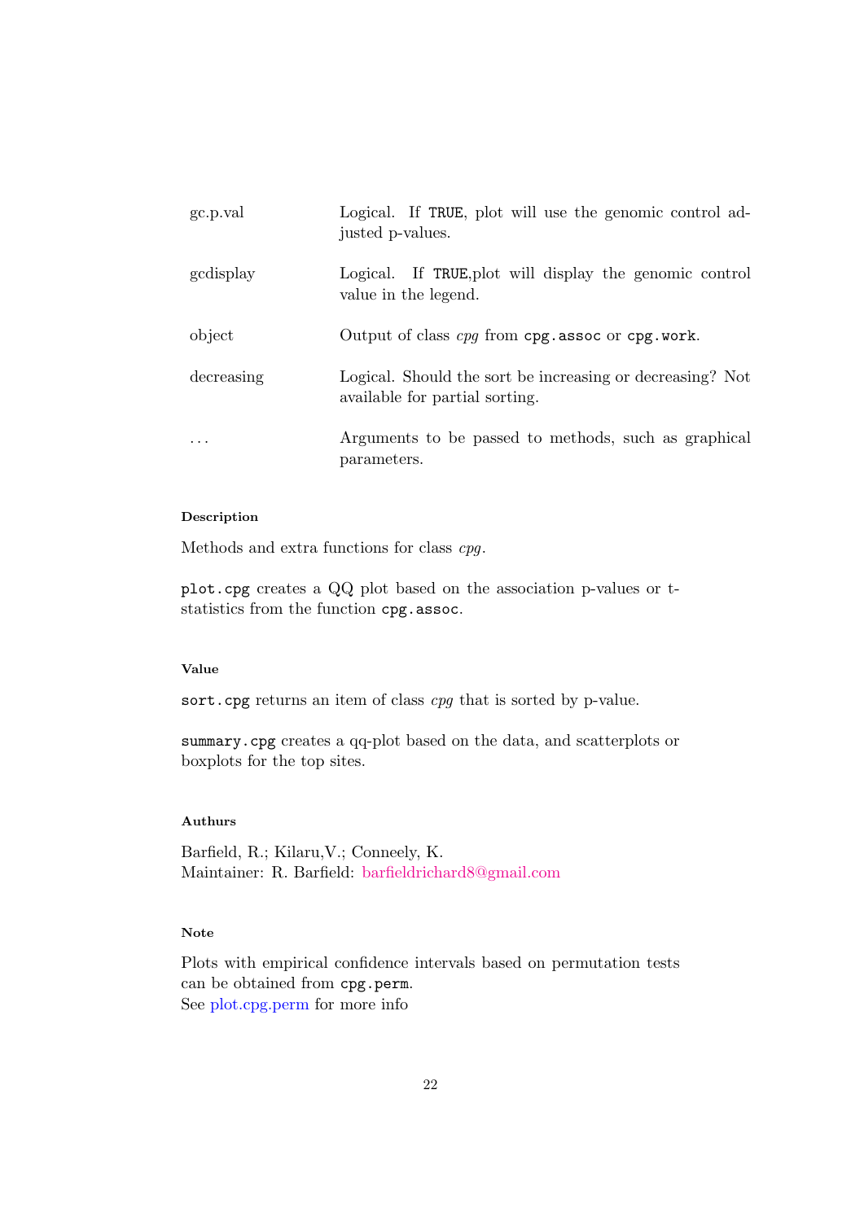| | |
|---|---|
| gc.p.val | Logical. If `TRUE`, plot will use the genomic control adjusted p-values. |
| gcdisplay | Logical. If `TRUE`,plot will display the genomic control value in the legend. |
| object | Output of class *cpg* from `cpg.assoc` or `cpg.work`. |
| decreasing | Logical. Should the sort be increasing or decreasing? Not available for partial sorting. |
| ... | Arguments to be passed to methods, such as graphical parameters. |

#### Description

Methods and extra functions for class *cpg*.

`plot.cpg` creates a QQ plot based on the association p-values or t-statistics from the function `cpg.assoc`.

#### Value

`sort.cpg` returns an item of class *cpg* that is sorted by p-value.

`summary.cpg` creates a qq-plot based on the data, and scatterplots or boxplots for the top sites.

#### Authurs

Barfield, R.; Kilaru,V.; Conneely, K.
Maintainer: R. Barfield: barfieldrichard8@gmail.com

#### Note

Plots with empirical confidence intervals based on permutation tests can be obtained from `cpg.perm`.
See plot.cpg.perm for more info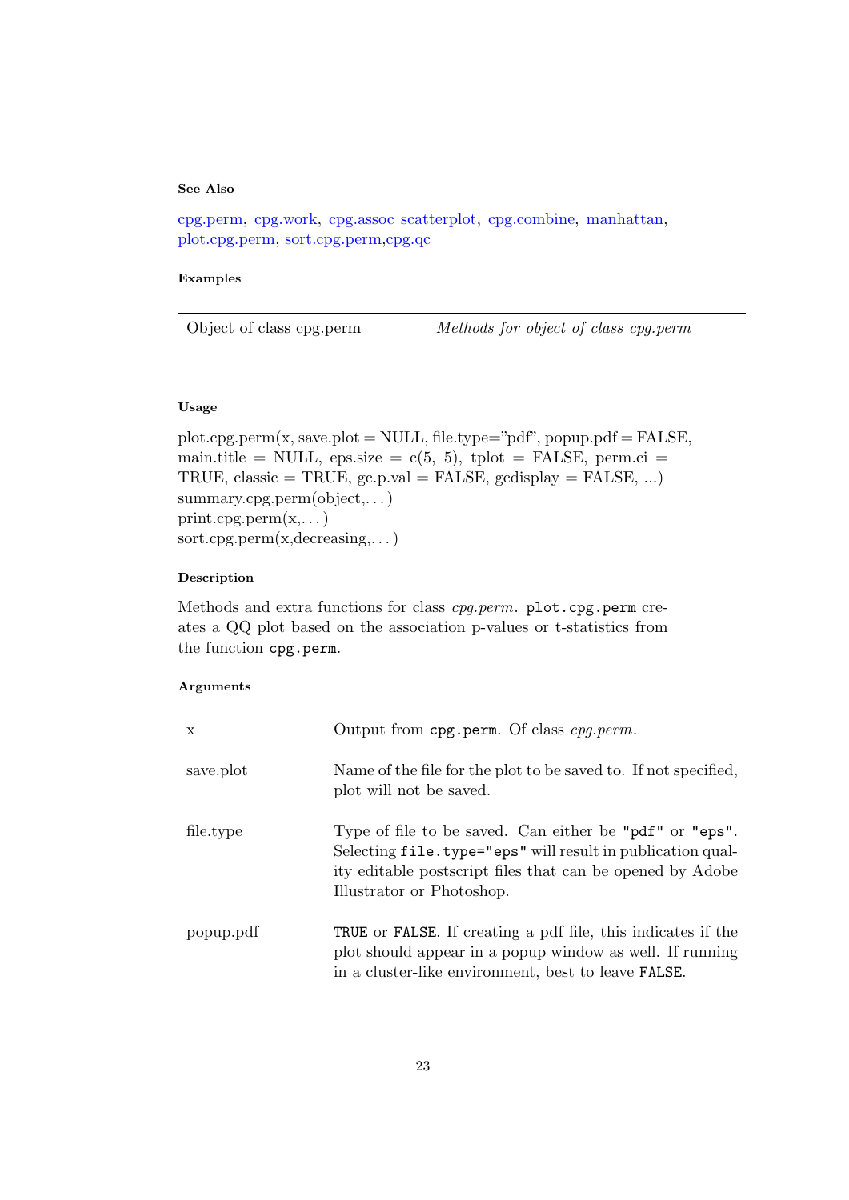### See Also

cpg.perm, cpg.work, cpg.assoc scatterplot, cpg.combine, manhattan, plot.cpg.perm, sort.cpg.perm,cpg.qc

### Examples

| Object of class cpg.perm | *Methods for object of class cpg.perm* |
|---|---|

### Usage

plot.cpg.perm(x, save.plot = NULL, file.type="pdf", popup.pdf = FALSE, main.title = NULL, eps.size = c(5, 5), tplot = FALSE, perm.ci = TRUE, classic = TRUE, gc.p.val = FALSE, gcdisplay = FALSE, ...)
summary.cpg.perm(object,. . . )
print.cpg.perm(x,. . . )
sort.cpg.perm(x,decreasing,. . . )

### Description

Methods and extra functions for class *cpg.perm*. `plot.cpg.perm` creates a QQ plot based on the association p-values or t-statistics from the function `cpg.perm`.

### Arguments

| | |
|---|---|
| x | Output from `cpg.perm`. Of class *cpg.perm*. |
| save.plot | Name of the file for the plot to be saved to. If not specified, plot will not be saved. |
| file.type | Type of file to be saved. Can either be `"pdf"` or `"eps"`. Selecting `file.type="eps"` will result in publication quality editable postscript files that can be opened by Adobe Illustrator or Photoshop. |
| popup.pdf | `TRUE` or `FALSE`. If creating a pdf file, this indicates if the plot should appear in a popup window as well. If running in a cluster-like environment, best to leave `FALSE`. |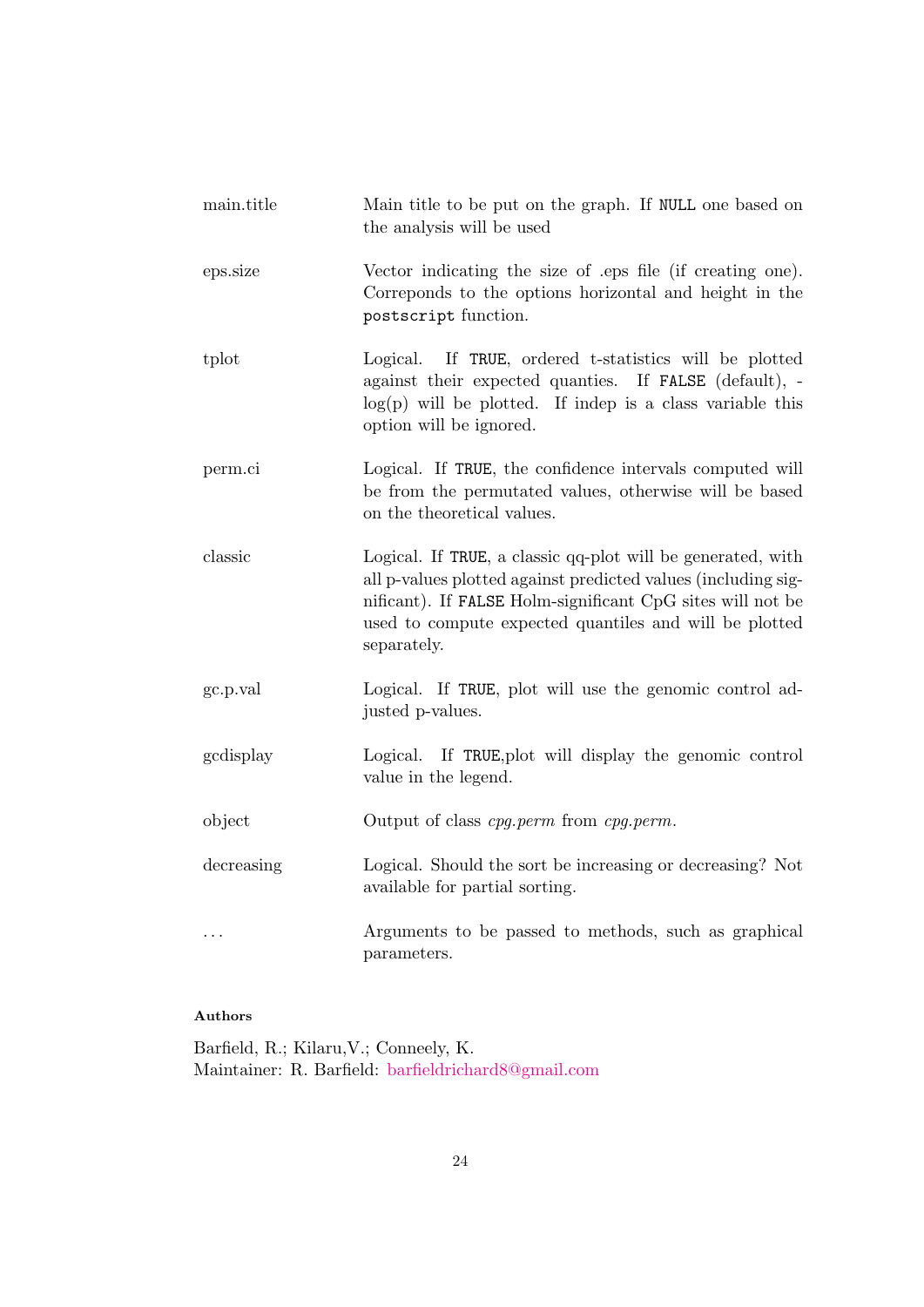| | |
|---|---|
| main.title | Main title to be put on the graph. If `NULL` one based on the analysis will be used |
| eps.size | Vector indicating the size of .eps file (if creating one). Correponds to the options horizontal and height in the `postscript` function. |
| tplot | Logical. If `TRUE`, ordered t-statistics will be plotted against their expected quanties. If `FALSE` (default), -log(p) will be plotted. If indep is a class variable this option will be ignored. |
| perm.ci | Logical. If `TRUE`, the confidence intervals computed will be from the permutated values, otherwise will be based on the theoretical values. |
| classic | Logical. If `TRUE`, a classic qq-plot will be generated, with all p-values plotted against predicted values (including significant). If `FALSE` Holm-significant CpG sites will not be used to compute expected quantiles and will be plotted separately. |
| gc.p.val | Logical. If `TRUE`, plot will use the genomic control adjusted p-values. |
| gcdisplay | Logical. If `TRUE`,plot will display the genomic control value in the legend. |
| object | Output of class *cpg.perm* from *cpg.perm*. |
| decreasing | Logical. Should the sort be increasing or decreasing? Not available for partial sorting. |
| ... | Arguments to be passed to methods, such as graphical parameters. |

**Authors**

Barfield, R.; Kilaru,V.; Conneely, K.
Maintainer: R. Barfield: barfieldrichard8@gmail.com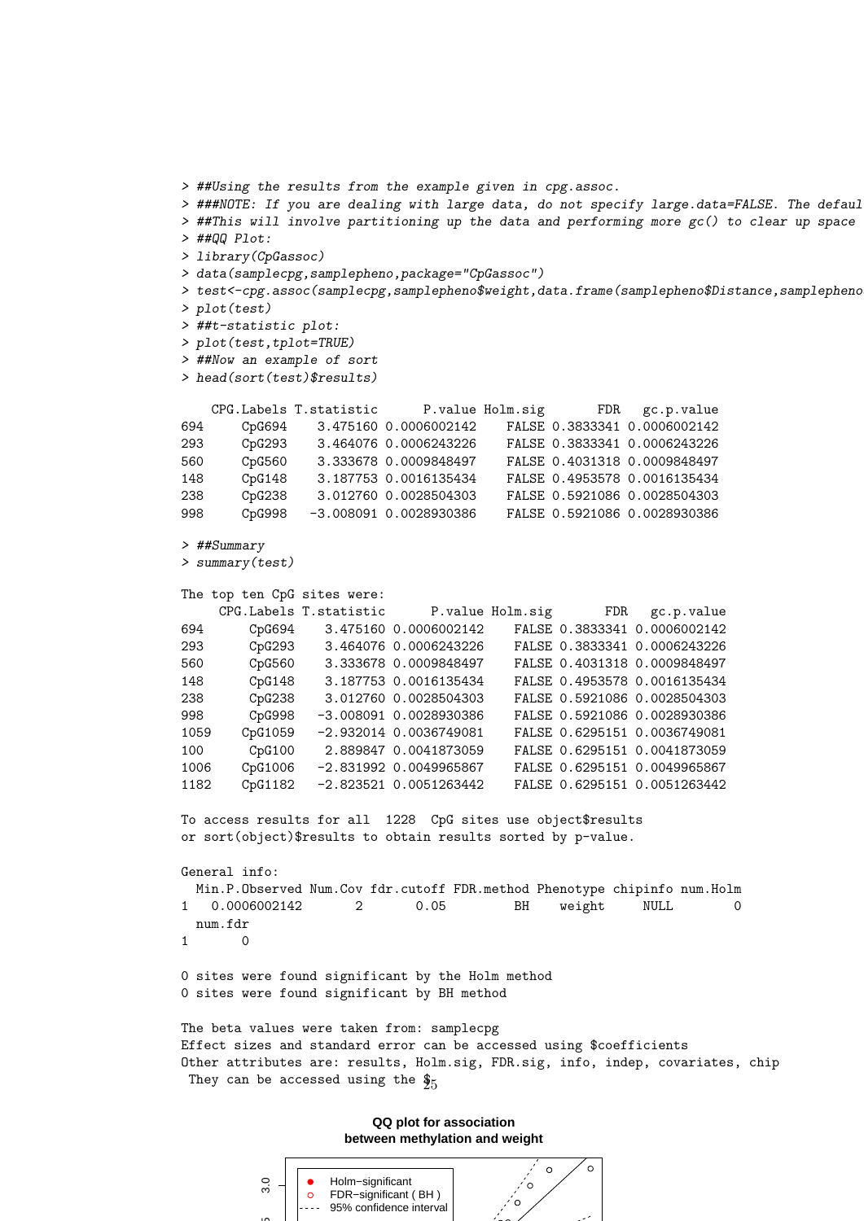```
> ##Using the results from the example given in cpg.assoc.
> ###NOTE: If you are dealing with large data, do not specify large.data=FALSE. The defaul
> ##This will involve partitioning up the data and performing more gc() to clear up space
> ##QQ Plot:
> library(CpGassoc)
> data(samplecpg,samplepheno,package="CpGassoc")
> test<-cpg.assoc(samplecpg,samplepheno$weight,data.frame(samplepheno$Distance,samplepheno
> plot(test)
> ##t-statistic plot:
> plot(test,tplot=TRUE)
> ##Now an example of sort
> head(sort(test)$results)

    CPG.Labels T.statistic      P.value Holm.sig       FDR   gc.p.value
694     CpG694    3.475160 0.0006002142    FALSE 0.3833341 0.0006002142
293     CpG293    3.464076 0.0006243226    FALSE 0.3833341 0.0006243226
560     CpG560    3.333678 0.0009848497    FALSE 0.4031318 0.0009848497
148     CpG148    3.187753 0.0016135434    FALSE 0.4953578 0.0016135434
238     CpG238    3.012760 0.0028504303    FALSE 0.5921086 0.0028504303
998     CpG998   -3.008091 0.0028930386    FALSE 0.5921086 0.0028930386

> ##Summary
> summary(test)

The top ten CpG sites were:
     CPG.Labels T.statistic      P.value Holm.sig       FDR   gc.p.value
694      CpG694    3.475160 0.0006002142    FALSE 0.3833341 0.0006002142
293      CpG293    3.464076 0.0006243226    FALSE 0.3833341 0.0006243226
560      CpG560    3.333678 0.0009848497    FALSE 0.4031318 0.0009848497
148      CpG148    3.187753 0.0016135434    FALSE 0.4953578 0.0016135434
238      CpG238    3.012760 0.0028504303    FALSE 0.5921086 0.0028504303
998      CpG998   -3.008091 0.0028930386    FALSE 0.5921086 0.0028930386
1059    CpG1059   -2.932014 0.0036749081    FALSE 0.6295151 0.0036749081
100      CpG100    2.889847 0.0041873059    FALSE 0.6295151 0.0041873059
1006    CpG1006   -2.831992 0.0049965867    FALSE 0.6295151 0.0049965867
1182    CpG1182   -2.823521 0.0051263442    FALSE 0.6295151 0.0051263442

To access results for all  1228  CpG sites use object$results
or sort(object)$results to obtain results sorted by p-value.

General info:
  Min.P.Observed Num.Cov fdr.cutoff FDR.method Phenotype chipinfo num.Holm
1   0.0006002142       2       0.05         BH    weight     NULL        0
  num.fdr
1       0

0 sites were found significant by the Holm method
0 sites were found significant by BH method

The beta values were taken from: samplecpg
Effect sizes and standard error can be accessed using $coefficients
Other attributes are: results, Holm.sig, FDR.sig, info, indep, covariates, chip
 They can be accessed using the $
```

QQ plot for association between methylation and weight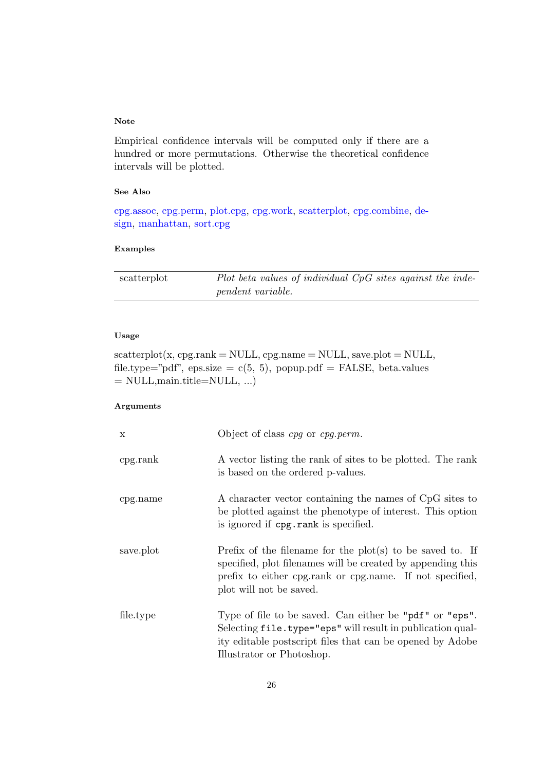**Note**

Empirical confidence intervals will be computed only if there are a hundred or more permutations. Otherwise the theoretical confidence intervals will be plotted.

**See Also**

cpg.assoc, cpg.perm, plot.cpg, cpg.work, scatterplot, cpg.combine, design, manhattan, sort.cpg

**Examples**

| scatterplot | *Plot beta values of individual CpG sites against the independent variable.* |
|---|---|

**Usage**

scatterplot(x, cpg.rank = NULL, cpg.name = NULL, save.plot = NULL, file.type="pdf", eps.size = c(5, 5), popup.pdf = FALSE, beta.values = NULL,main.title=NULL, ...)

**Arguments**

| | |
|---|---|
| x | Object of class *cpg* or *cpg.perm*. |
| cpg.rank | A vector listing the rank of sites to be plotted. The rank is based on the ordered p-values. |
| cpg.name | A character vector containing the names of CpG sites to be plotted against the phenotype of interest. This option is ignored if `cpg.rank` is specified. |
| save.plot | Prefix of the filename for the plot(s) to be saved to. If specified, plot filenames will be created by appending this prefix to either cpg.rank or cpg.name. If not specified, plot will not be saved. |
| file.type | Type of file to be saved. Can either be `"pdf"` or `"eps"`. Selecting `file.type="eps"` will result in publication quality editable postscript files that can be opened by Adobe Illustrator or Photoshop. |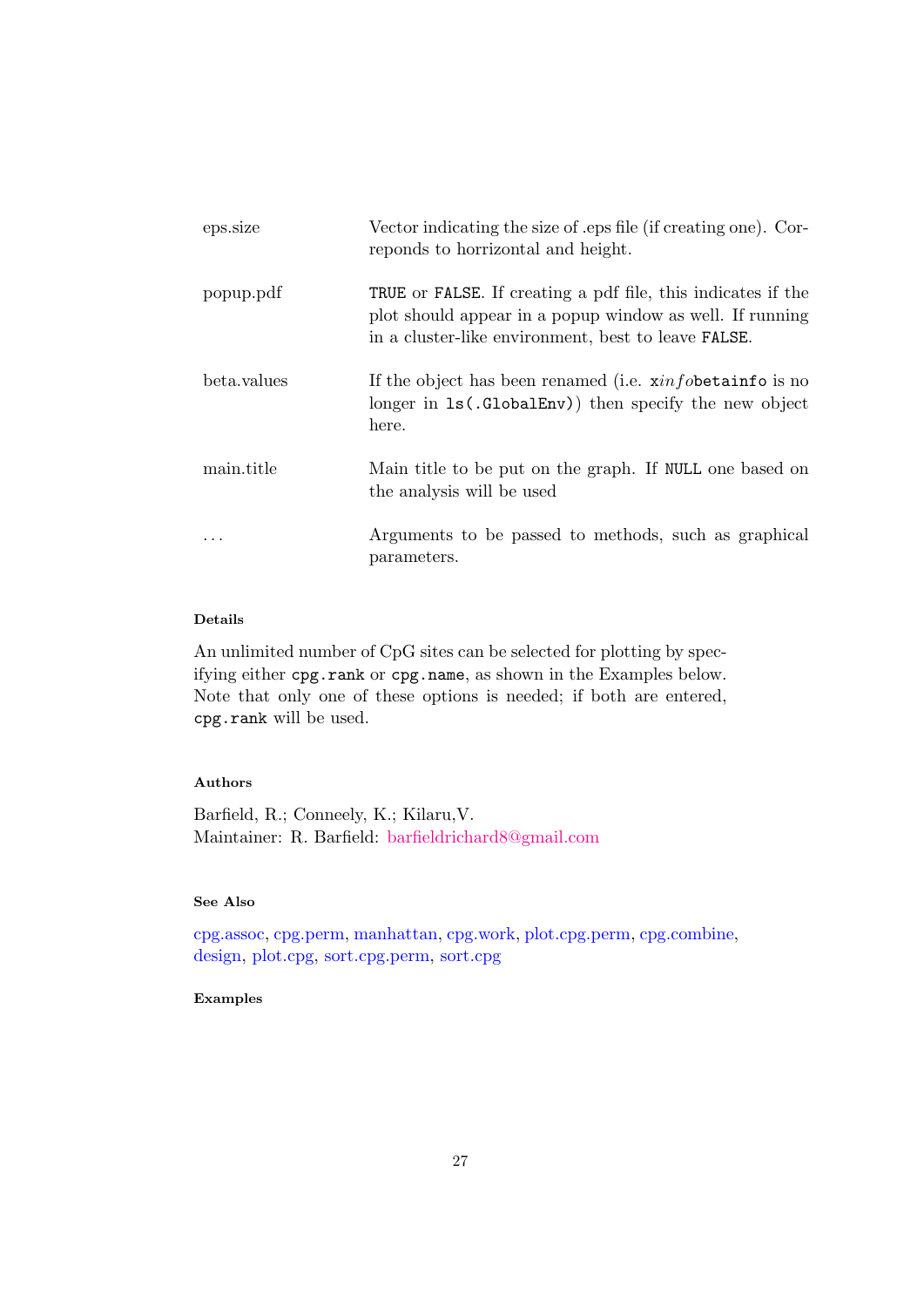| | |
|---|---|
| eps.size | Vector indicating the size of .eps file (if creating one). Correponds to horrizontal and height. |
| popup.pdf | `TRUE` or `FALSE`. If creating a pdf file, this indicates if the plot should appear in a popup window as well. If running in a cluster-like environment, best to leave `FALSE`. |
| beta.values | If the object has been renamed (i.e. `x`$info$`betainfo` is no longer in `ls(.GlobalEnv)`) then specify the new object here. |
| main.title | Main title to be put on the graph. If `NULL` one based on the analysis will be used |
| ... | Arguments to be passed to methods, such as graphical parameters. |

#### Details

An unlimited number of CpG sites can be selected for plotting by specifying either `cpg.rank` or `cpg.name`, as shown in the Examples below. Note that only one of these options is needed; if both are entered, `cpg.rank` will be used.

#### Authors

Barfield, R.; Conneely, K.; Kilaru,V.
Maintainer: R. Barfield: barfieldrichard8@gmail.com

#### See Also

cpg.assoc, cpg.perm, manhattan, cpg.work, plot.cpg.perm, cpg.combine, design, plot.cpg, sort.cpg.perm, sort.cpg

#### Examples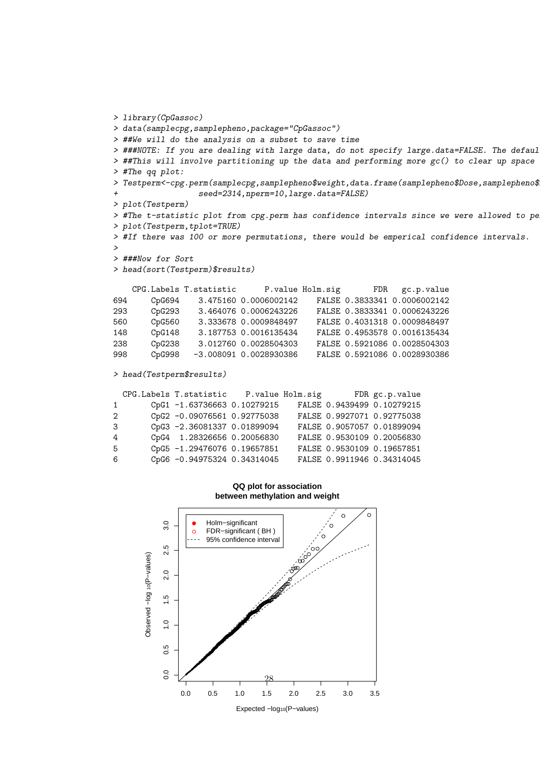```
> library(CpGassoc)
> data(samplecpg,samplepheno,package="CpGassoc")
> ##We will do the analysis on a subset to save time
> ###NOTE: If you are dealing with large data, do not specify large.data=FALSE. The defaul
> ##This will involve partitioning up the data and performing more gc() to clear up space
> #The qq plot:
> Testperm<-cpg.perm(samplecpg,samplepheno$weight,data.frame(samplepheno$Dose,samplepheno$
+                 seed=2314,nperm=10,large.data=FALSE)
> plot(Testperm)
> #The t-statistic plot from cpg.perm has confidence intervals since we were allowed to pe
> plot(Testperm,tplot=TRUE)
> #If there was 100 or more permutations, there would be emperical confidence intervals.
>
> ###Now for Sort
> head(sort(Testperm)$results)

    CPG.Labels T.statistic      P.value Holm.sig       FDR   gc.p.value
694     CpG694    3.475160 0.0006002142    FALSE 0.3833341 0.0006002142
293     CpG293    3.464076 0.0006243226    FALSE 0.3833341 0.0006243226
560     CpG560    3.333678 0.0009848497    FALSE 0.4031318 0.0009848497
148     CpG148    3.187753 0.0016135434    FALSE 0.4953578 0.0016135434
238     CpG238    3.012760 0.0028504303    FALSE 0.5921086 0.0028504303
998     CpG998   -3.008091 0.0028930386    FALSE 0.5921086 0.0028930386

> head(Testperm$results)

  CPG.Labels T.statistic    P.value Holm.sig       FDR gc.p.value
1       CpG1 -1.63736663 0.10279215    FALSE 0.9439499 0.10279215
2       CpG2 -0.09076561 0.92775038    FALSE 0.9927071 0.92775038
3       CpG3 -2.36081337 0.01899094    FALSE 0.9057057 0.01899094
4       CpG4  1.28326656 0.20056830    FALSE 0.9530109 0.20056830
5       CpG5 -1.29476076 0.19657851    FALSE 0.9530109 0.19657851
6       CpG6 -0.94975324 0.34314045    FALSE 0.9911946 0.34314045
```

**QQ plot for association between methylation and weight**

- Holm−significant
- FDR−significant ( BH )
- 95% confidence interval

Observed $-\log_{10}$(P−values)

Expected $-\log_{10}$(P−values)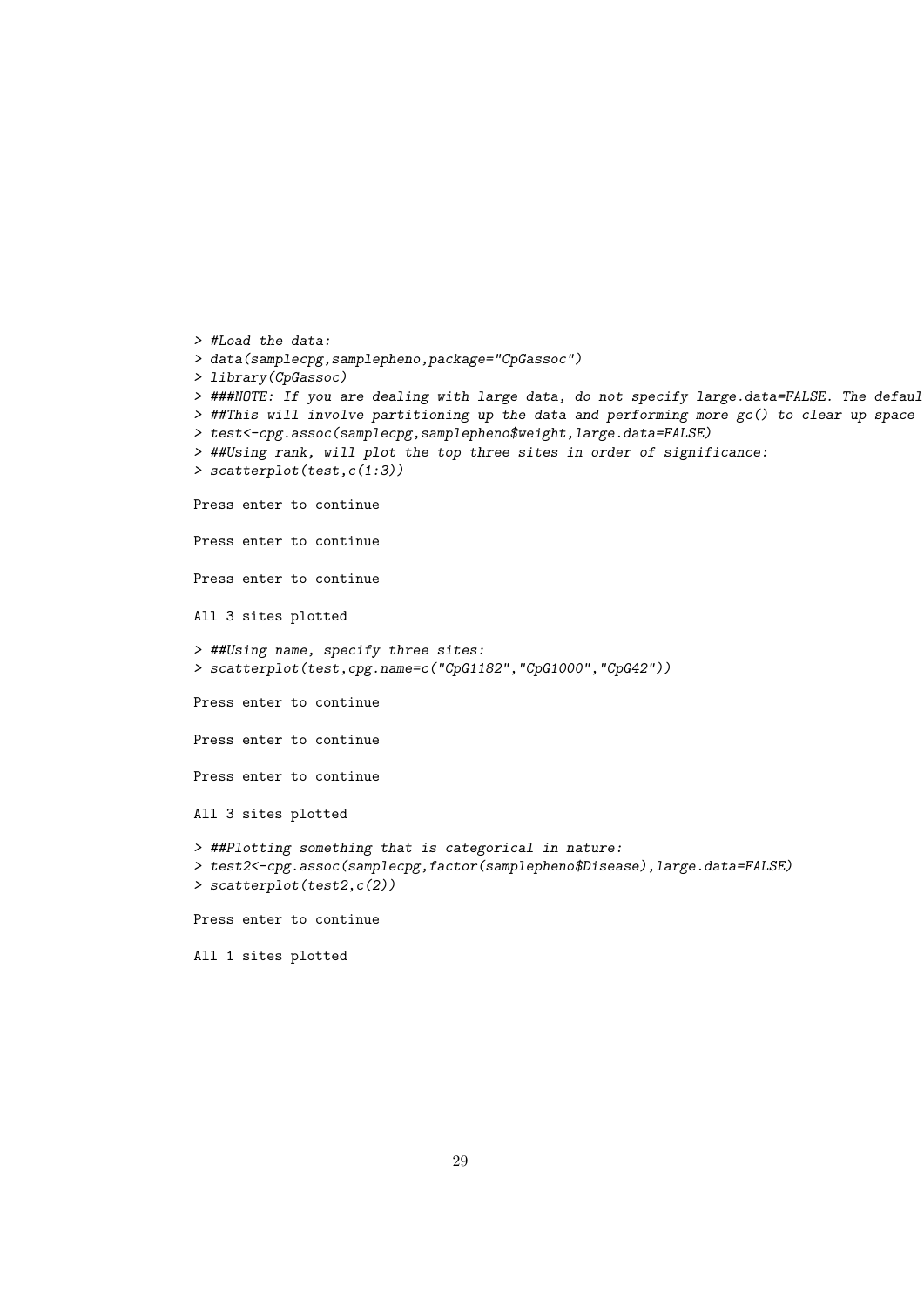```
> #Load the data:
> data(samplecpg,samplepheno,package="CpGassoc")
> library(CpGassoc)
> ###NOTE: If you are dealing with large data, do not specify large.data=FALSE. The defaul
> ##This will involve partitioning up the data and performing more gc() to clear up space
> test<-cpg.assoc(samplecpg,samplepheno$weight,large.data=FALSE)
> ##Using rank, will plot the top three sites in order of significance:
> scatterplot(test,c(1:3))

Press enter to continue

Press enter to continue

Press enter to continue

All 3 sites plotted

> ##Using name, specify three sites:
> scatterplot(test,cpg.name=c("CpG1182","CpG1000","CpG42"))

Press enter to continue

Press enter to continue

Press enter to continue

All 3 sites plotted

> ##Plotting something that is categorical in nature:
> test2<-cpg.assoc(samplecpg,factor(samplepheno$Disease),large.data=FALSE)
> scatterplot(test2,c(2))

Press enter to continue

All 1 sites plotted
```